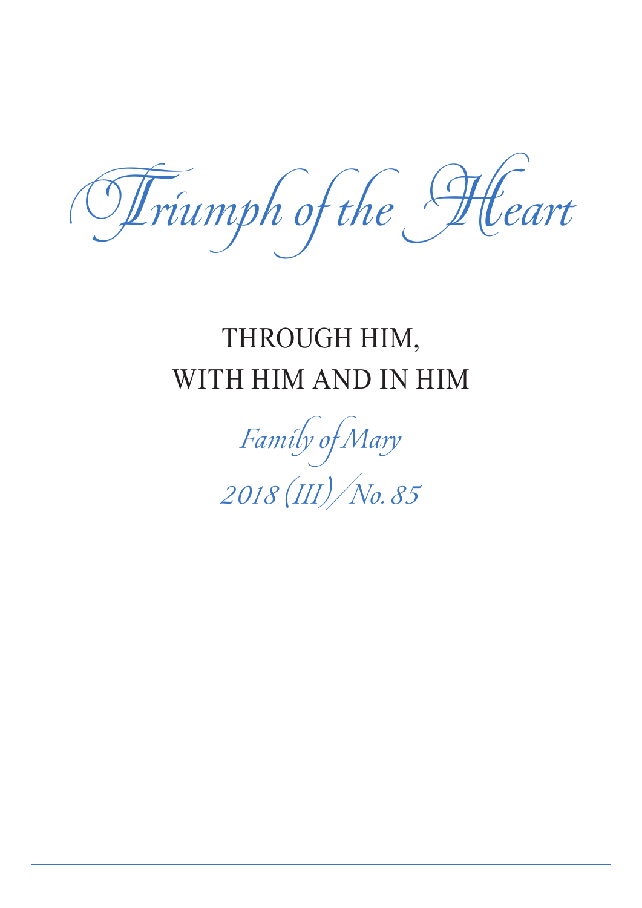# *Triumph of the Heart*

## THROUGH HIM, WITH HIM AND IN HIM

*Family of Mary*

*2018 (III) / No. 85*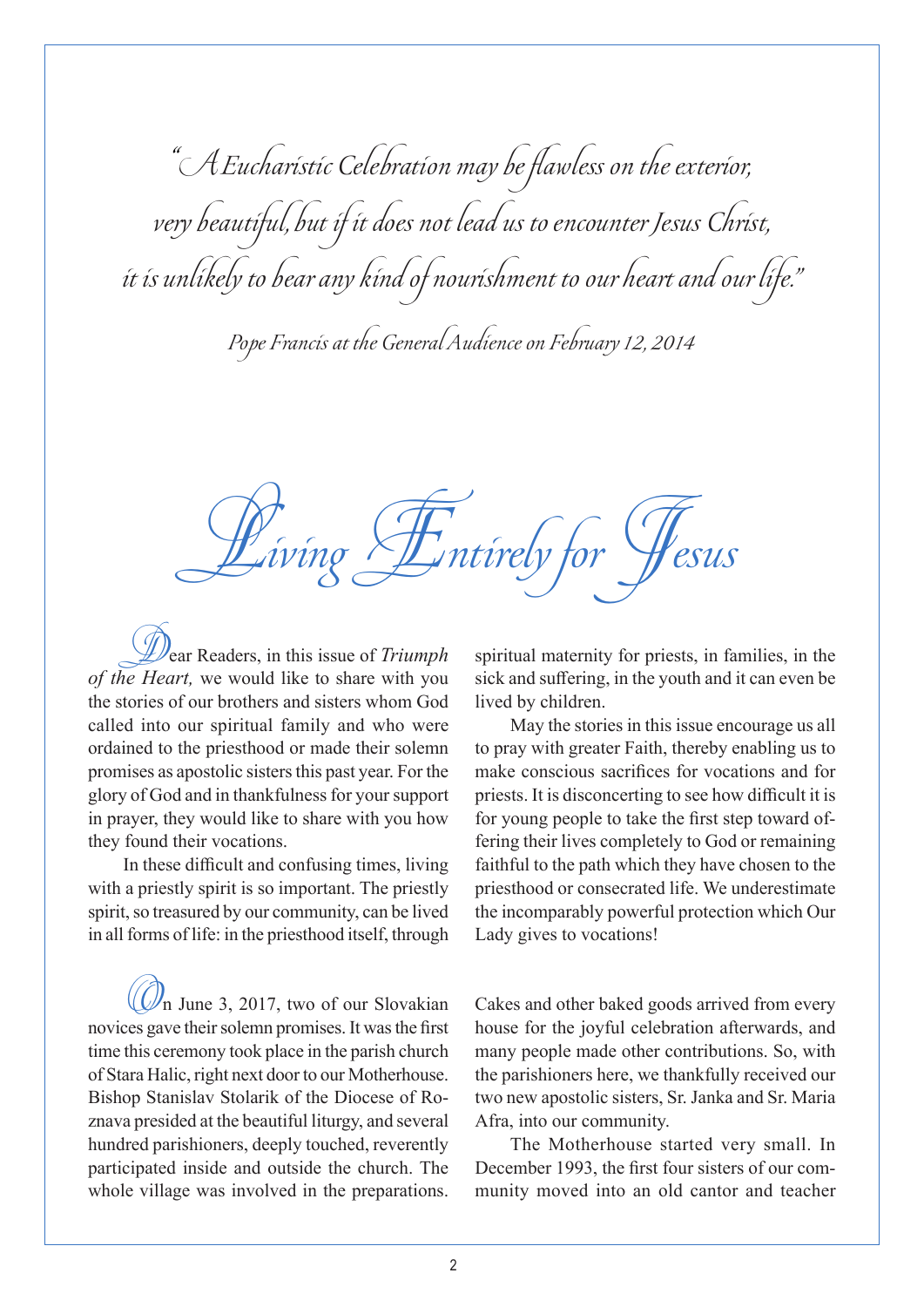*"A Eucharistic Celebration may be flawless on the exterior, very beautiful, but if it does not lead us to encounter Jesus Christ, it is unlikely to bear any kind of nourishment to our heart and our life."*

*Pope Francis at the General Audience on February 12, 2014*

# Living Entirely for Jesus

Dear Readers, in this issue of *Triumph of the Heart,* we would like to share with you the stories of our brothers and sisters whom God called into our spiritual family and who were ordained to the priesthood or made their solemn promises as apostolic sisters this past year. For the glory of God and in thankfulness for your support in prayer, they would like to share with you how they found their vocations.

In these difficult and confusing times, living with a priestly spirit is so important. The priestly spirit, so treasured by our community, can be lived in all forms of life: in the priesthood itself, through spiritual maternity for priests, in families, in the sick and suffering, in the youth and it can even be lived by children.

May the stories in this issue encourage us all to pray with greater Faith, thereby enabling us to make conscious sacrifices for vocations and for priests. It is disconcerting to see how difficult it is for young people to take the first step toward offering their lives completely to God or remaining faithful to the path which they have chosen to the priesthood or consecrated life. We underestimate the incomparably powerful protection which Our Lady gives to vocations!

On June 3, 2017, two of our Slovakian novices gave their solemn promises. It was the first time this ceremony took place in the parish church of Stara Halic, right next door to our Motherhouse. Bishop Stanislav Stolarik of the Diocese of Roznava presided at the beautiful liturgy, and several hundred parishioners, deeply touched, reverently participated inside and outside the church. The whole village was involved in the preparations. Cakes and other baked goods arrived from every house for the joyful celebration afterwards, and many people made other contributions. So, with the parishioners here, we thankfully received our two new apostolic sisters, Sr. Janka and Sr. Maria Afra, into our community.

The Motherhouse started very small. In December 1993, the first four sisters of our community moved into an old cantor and teacher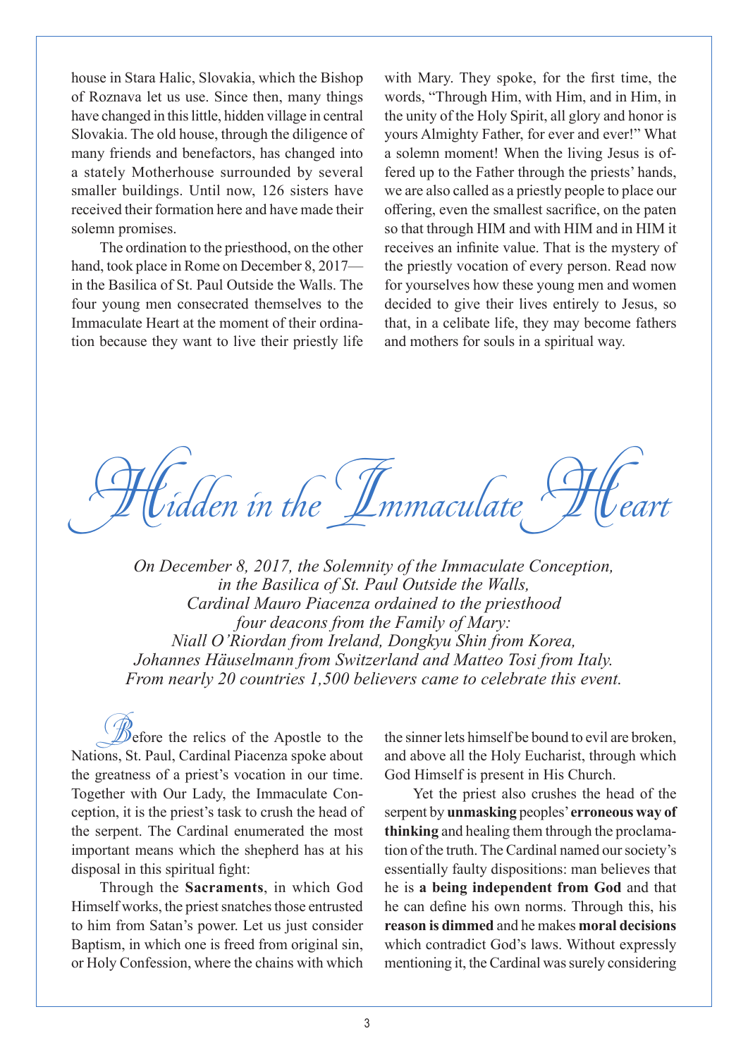house in Stara Halic, Slovakia, which the Bishop of Roznava let us use. Since then, many things have changed in this little, hidden village in central Slovakia. The old house, through the diligence of many friends and benefactors, has changed into a stately Motherhouse surrounded by several smaller buildings. Until now, 126 sisters have received their formation here and have made their solemn promises.

The ordination to the priesthood, on the other hand, took place in Rome on December 8, 2017—in the Basilica of St. Paul Outside the Walls. The four young men consecrated themselves to the Immaculate Heart at the moment of their ordination because they want to live their priestly life with Mary. They spoke, for the first time, the words, "Through Him, with Him, and in Him, in the unity of the Holy Spirit, all glory and honor is yours Almighty Father, for ever and ever!" What a solemn moment! When the living Jesus is offered up to the Father through the priests' hands, we are also called as a priestly people to place our offering, even the smallest sacrifice, on the paten so that through HIM and with HIM and in HIM it receives an infinite value. That is the mystery of the priestly vocation of every person. Read now for yourselves how these young men and women decided to give their lives entirely to Jesus, so that, in a celibate life, they may become fathers and mothers for souls in a spiritual way.

# Hidden in the Immaculate Heart

*On December 8, 2017, the Solemnity of the Immaculate Conception, in the Basilica of St. Paul Outside the Walls, Cardinal Mauro Piacenza ordained to the priesthood four deacons from the Family of Mary: Niall O'Riordan from Ireland, Dongkyu Shin from Korea, Johannes Häuselmann from Switzerland and Matteo Tosi from Italy. From nearly 20 countries 1,500 believers came to celebrate this event.*

Before the relics of the Apostle to the Nations, St. Paul, Cardinal Piacenza spoke about the greatness of a priest's vocation in our time. Together with Our Lady, the Immaculate Conception, it is the priest's task to crush the head of the serpent. The Cardinal enumerated the most important means which the shepherd has at his disposal in this spiritual fight:

Through the **Sacraments**, in which God Himself works, the priest snatches those entrusted to him from Satan's power. Let us just consider Baptism, in which one is freed from original sin, or Holy Confession, where the chains with which the sinner lets himself be bound to evil are broken, and above all the Holy Eucharist, through which God Himself is present in His Church.

Yet the priest also crushes the head of the serpent by **unmasking** peoples' **erroneous way of thinking** and healing them through the proclamation of the truth. The Cardinal named our society's essentially faulty dispositions: man believes that he is **a being independent from God** and that he can define his own norms. Through this, his **reason is dimmed** and he makes **moral decisions** which contradict God's laws. Without expressly mentioning it, the Cardinal was surely considering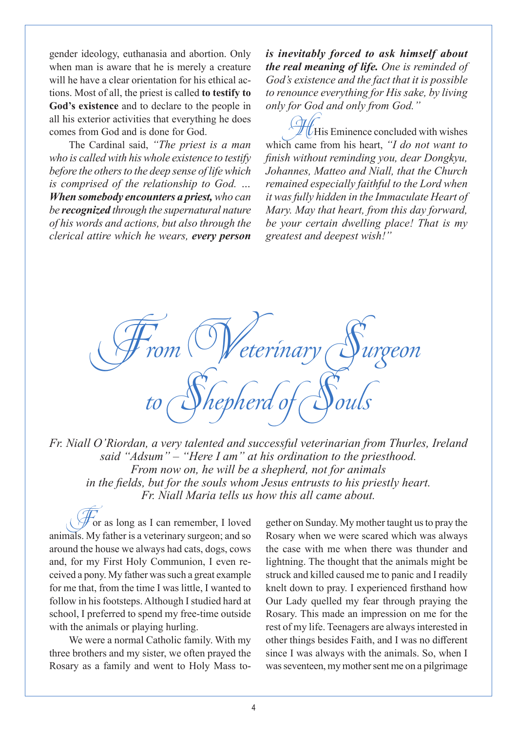gender ideology, euthanasia and abortion. Only when man is aware that he is merely a creature will he have a clear orientation for his ethical actions. Most of all, the priest is called **to testify to God's existence** and to declare to the people in all his exterior activities that everything he does comes from God and is done for God.

The Cardinal said, *"The priest is a man who is called with his whole existence to testify before the others to the deep sense of life which is comprised of the relationship to God. ... **When somebody encounters a priest,** who can be **recognized** through the supernatural nature of his words and actions, but also through the clerical attire which he wears, **every person is inevitably forced to ask himself about the real meaning of life.** One is reminded of God's existence and the fact that it is possible to renounce everything for His sake, by living only for God and only from God."*

His Eminence concluded with wishes which came from his heart, *"I do not want to finish without reminding you, dear Dongkyu, Johannes, Matteo and Niall, that the Church remained especially faithful to the Lord when it was fully hidden in the Immaculate Heart of Mary. May that heart, from this day forward, be your certain dwelling place! That is my greatest and deepest wish!"*

# From Veterinary Surgeon to Shepherd of Souls

*Fr. Niall O'Riordan, a very talented and successful veterinarian from Thurles, Ireland said "Adsum" – "Here I am" at his ordination to the priesthood. From now on, he will be a shepherd, not for animals in the fields, but for the souls whom Jesus entrusts to his priestly heart. Fr. Niall Maria tells us how this all came about.*

For as long as I can remember, I loved animals. My father is a veterinary surgeon; and so around the house we always had cats, dogs, cows and, for my First Holy Communion, I even received a pony. My father was such a great example for me that, from the time I was little, I wanted to follow in his footsteps. Although I studied hard at school, I preferred to spend my free-time outside with the animals or playing hurling.

We were a normal Catholic family. With my three brothers and my sister, we often prayed the Rosary as a family and went to Holy Mass together on Sunday. My mother taught us to pray the Rosary when we were scared which was always the case with me when there was thunder and lightning. The thought that the animals might be struck and killed caused me to panic and I readily knelt down to pray. I experienced firsthand how Our Lady quelled my fear through praying the Rosary. This made an impression on me for the rest of my life. Teenagers are always interested in other things besides Faith, and I was no different since I was always with the animals. So, when I was seventeen, my mother sent me on a pilgrimage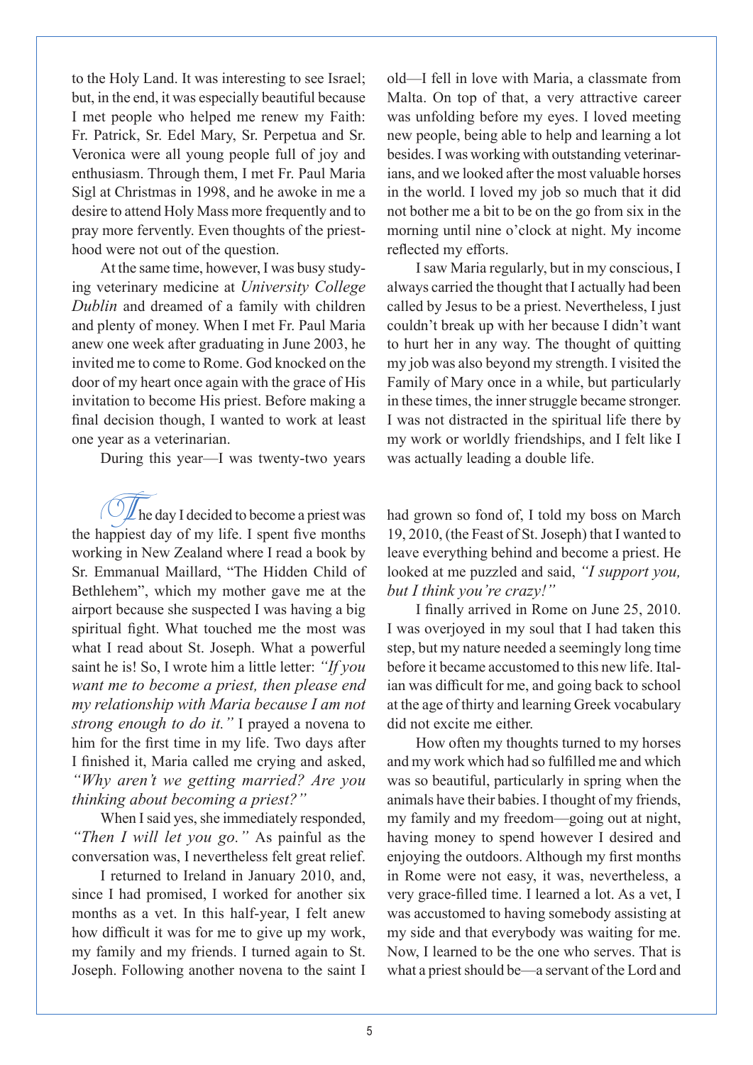to the Holy Land. It was interesting to see Israel; but, in the end, it was especially beautiful because I met people who helped me renew my Faith: Fr. Patrick, Sr. Edel Mary, Sr. Perpetua and Sr. Veronica were all young people full of joy and enthusiasm. Through them, I met Fr. Paul Maria Sigl at Christmas in 1998, and he awoke in me a desire to attend Holy Mass more frequently and to pray more fervently. Even thoughts of the priesthood were not out of the question.

At the same time, however, I was busy studying veterinary medicine at *University College Dublin* and dreamed of a family with children and plenty of money. When I met Fr. Paul Maria anew one week after graduating in June 2003, he invited me to come to Rome. God knocked on the door of my heart once again with the grace of His invitation to become His priest. Before making a final decision though, I wanted to work at least one year as a veterinarian.

During this year—I was twenty-two years old—I fell in love with Maria, a classmate from Malta. On top of that, a very attractive career was unfolding before my eyes. I loved meeting new people, being able to help and learning a lot besides. I was working with outstanding veterinarians, and we looked after the most valuable horses in the world. I loved my job so much that it did not bother me a bit to be on the go from six in the morning until nine o'clock at night. My income reflected my efforts.

I saw Maria regularly, but in my conscious, I always carried the thought that I actually had been called by Jesus to be a priest. Nevertheless, I just couldn't break up with her because I didn't want to hurt her in any way. The thought of quitting my job was also beyond my strength. I visited the Family of Mary once in a while, but particularly in these times, the inner struggle became stronger. I was not distracted in the spiritual life there by my work or worldly friendships, and I felt like I was actually leading a double life.

The day I decided to become a priest was the happiest day of my life. I spent five months working in New Zealand where I read a book by Sr. Emmanual Maillard, "The Hidden Child of Bethlehem", which my mother gave me at the airport because she suspected I was having a big spiritual fight. What touched me the most was what I read about St. Joseph. What a powerful saint he is! So, I wrote him a little letter: *"If you want me to become a priest, then please end my relationship with Maria because I am not strong enough to do it."* I prayed a novena to him for the first time in my life. Two days after I finished it, Maria called me crying and asked, *"Why aren't we getting married? Are you thinking about becoming a priest?"*

When I said yes, she immediately responded, *"Then I will let you go."* As painful as the conversation was, I nevertheless felt great relief.

I returned to Ireland in January 2010, and, since I had promised, I worked for another six months as a vet. In this half-year, I felt anew how difficult it was for me to give up my work, my family and my friends. I turned again to St. Joseph. Following another novena to the saint I had grown so fond of, I told my boss on March 19, 2010, (the Feast of St. Joseph) that I wanted to leave everything behind and become a priest. He looked at me puzzled and said, *"I support you, but I think you're crazy!"*

I finally arrived in Rome on June 25, 2010. I was overjoyed in my soul that I had taken this step, but my nature needed a seemingly long time before it became accustomed to this new life. Italian was difficult for me, and going back to school at the age of thirty and learning Greek vocabulary did not excite me either.

How often my thoughts turned to my horses and my work which had so fulfilled me and which was so beautiful, particularly in spring when the animals have their babies. I thought of my friends, my family and my freedom—going out at night, having money to spend however I desired and enjoying the outdoors. Although my first months in Rome were not easy, it was, nevertheless, a very grace-filled time. I learned a lot. As a vet, I was accustomed to having somebody assisting at my side and that everybody was waiting for me. Now, I learned to be the one who serves. That is what a priest should be—a servant of the Lord and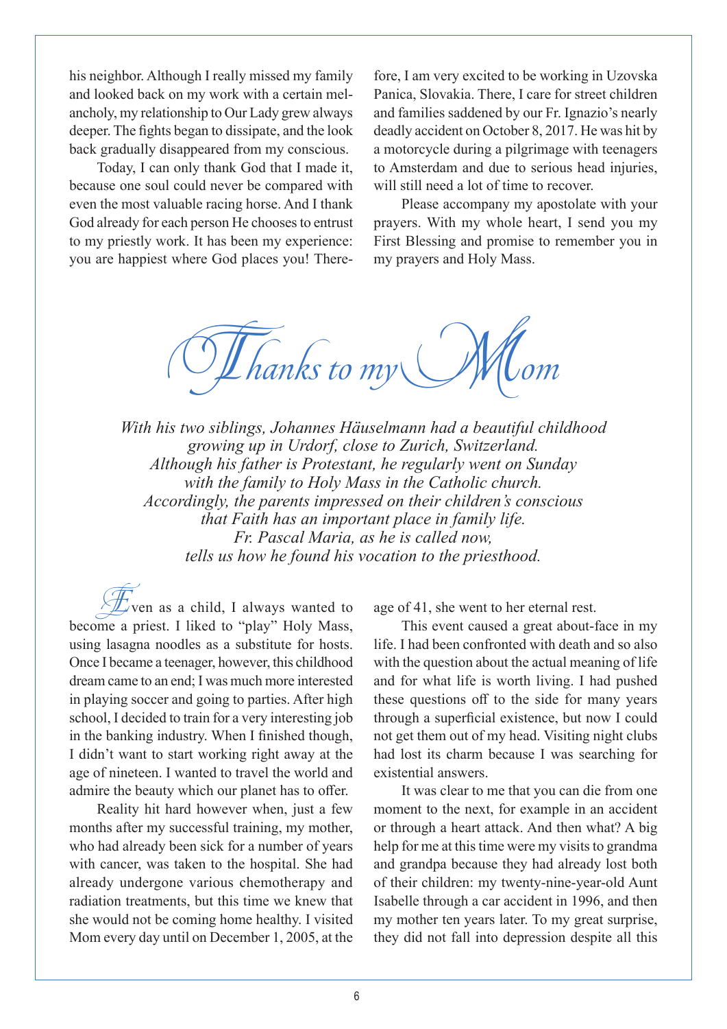his neighbor. Although I really missed my family and looked back on my work with a certain melancholy, my relationship to Our Lady grew always deeper. The fights began to dissipate, and the look back gradually disappeared from my conscious.

Today, I can only thank God that I made it, because one soul could never be compared with even the most valuable racing horse. And I thank God already for each person He chooses to entrust to my priestly work. It has been my experience: you are happiest where God places you! Therefore, I am very excited to be working in Uzovska Panica, Slovakia. There, I care for street children and families saddened by our Fr. Ignazio's nearly deadly accident on October 8, 2017. He was hit by a motorcycle during a pilgrimage with teenagers to Amsterdam and due to serious head injuries, will still need a lot of time to recover.

Please accompany my apostolate with your prayers. With my whole heart, I send you my First Blessing and promise to remember you in my prayers and Holy Mass.

# *Thanks to my Mom*

*With his two siblings, Johannes Häuselmann had a beautiful childhood growing up in Urdorf, close to Zurich, Switzerland. Although his father is Protestant, he regularly went on Sunday with the family to Holy Mass in the Catholic church. Accordingly, the parents impressed on their children's conscious that Faith has an important place in family life. Fr. Pascal Maria, as he is called now, tells us how he found his vocation to the priesthood.*

Even as a child, I always wanted to become a priest. I liked to "play" Holy Mass, using lasagna noodles as a substitute for hosts. Once I became a teenager, however, this childhood dream came to an end; I was much more interested in playing soccer and going to parties. After high school, I decided to train for a very interesting job in the banking industry. When I finished though, I didn't want to start working right away at the age of nineteen. I wanted to travel the world and admire the beauty which our planet has to offer.

Reality hit hard however when, just a few months after my successful training, my mother, who had already been sick for a number of years with cancer, was taken to the hospital. She had already undergone various chemotherapy and radiation treatments, but this time we knew that she would not be coming home healthy. I visited Mom every day until on December 1, 2005, at the age of 41, she went to her eternal rest.

This event caused a great about-face in my life. I had been confronted with death and so also with the question about the actual meaning of life and for what life is worth living. I had pushed these questions off to the side for many years through a superficial existence, but now I could not get them out of my head. Visiting night clubs had lost its charm because I was searching for existential answers.

It was clear to me that you can die from one moment to the next, for example in an accident or through a heart attack. And then what? A big help for me at this time were my visits to grandma and grandpa because they had already lost both of their children: my twenty-nine-year-old Aunt Isabelle through a car accident in 1996, and then my mother ten years later. To my great surprise, they did not fall into depression despite all this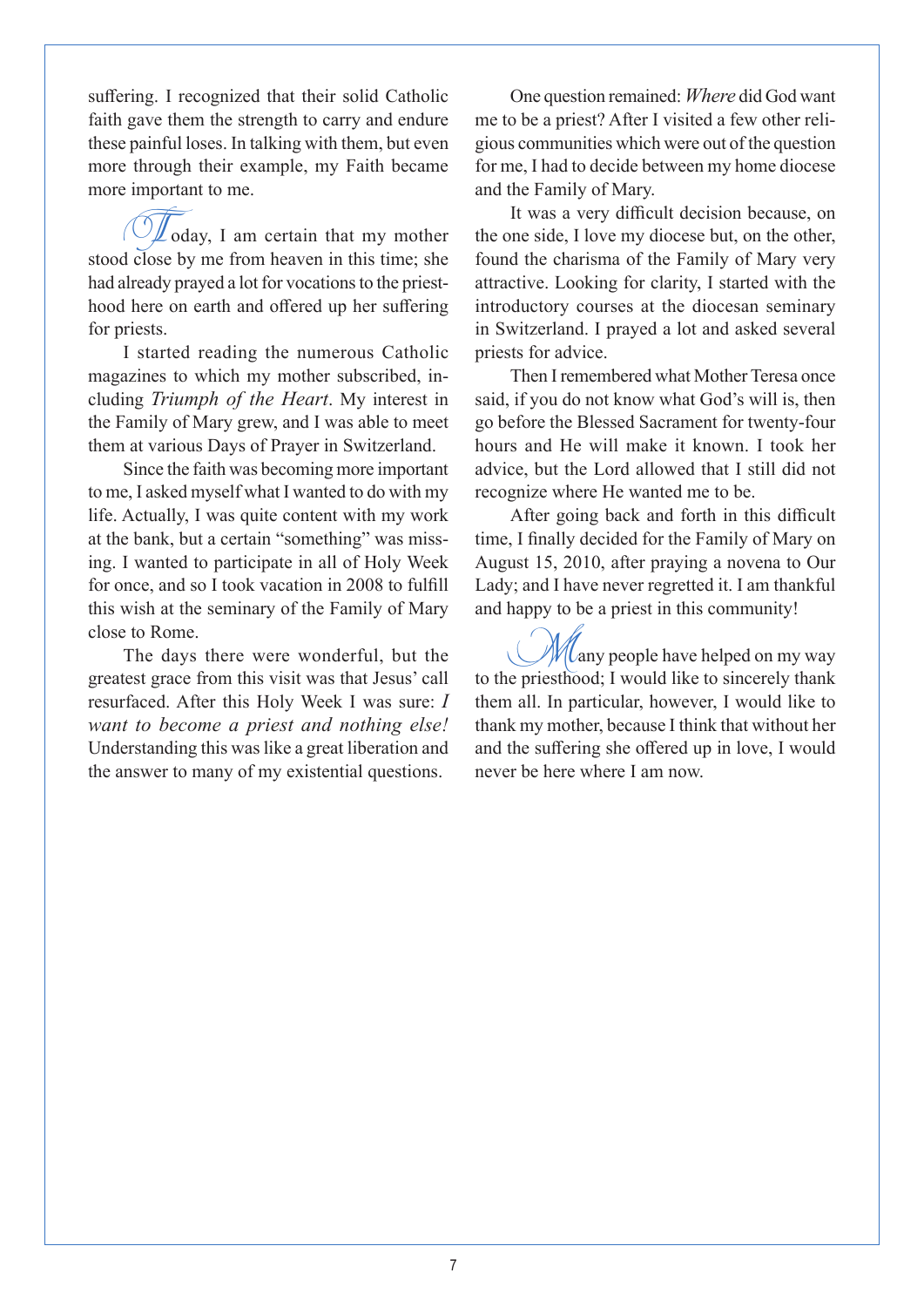suffering. I recognized that their solid Catholic faith gave them the strength to carry and endure these painful loses. In talking with them, but even more through their example, my Faith became more important to me.

Today, I am certain that my mother stood close by me from heaven in this time; she had already prayed a lot for vocations to the priesthood here on earth and offered up her suffering for priests.

I started reading the numerous Catholic magazines to which my mother subscribed, including *Triumph of the Heart*. My interest in the Family of Mary grew, and I was able to meet them at various Days of Prayer in Switzerland.

Since the faith was becoming more important to me, I asked myself what I wanted to do with my life. Actually, I was quite content with my work at the bank, but a certain "something" was missing. I wanted to participate in all of Holy Week for once, and so I took vacation in 2008 to fulfill this wish at the seminary of the Family of Mary close to Rome.

The days there were wonderful, but the greatest grace from this visit was that Jesus' call resurfaced. After this Holy Week I was sure: *I want to become a priest and nothing else!* Understanding this was like a great liberation and the answer to many of my existential questions.

One question remained: *Where* did God want me to be a priest? After I visited a few other religious communities which were out of the question for me, I had to decide between my home diocese and the Family of Mary.

It was a very difficult decision because, on the one side, I love my diocese but, on the other, found the charisma of the Family of Mary very attractive. Looking for clarity, I started with the introductory courses at the diocesan seminary in Switzerland. I prayed a lot and asked several priests for advice.

Then I remembered what Mother Teresa once said, if you do not know what God's will is, then go before the Blessed Sacrament for twenty-four hours and He will make it known. I took her advice, but the Lord allowed that I still did not recognize where He wanted me to be.

After going back and forth in this difficult time, I finally decided for the Family of Mary on August 15, 2010, after praying a novena to Our Lady; and I have never regretted it. I am thankful and happy to be a priest in this community!

Many people have helped on my way to the priesthood; I would like to sincerely thank them all. In particular, however, I would like to thank my mother, because I think that without her and the suffering she offered up in love, I would never be here where I am now.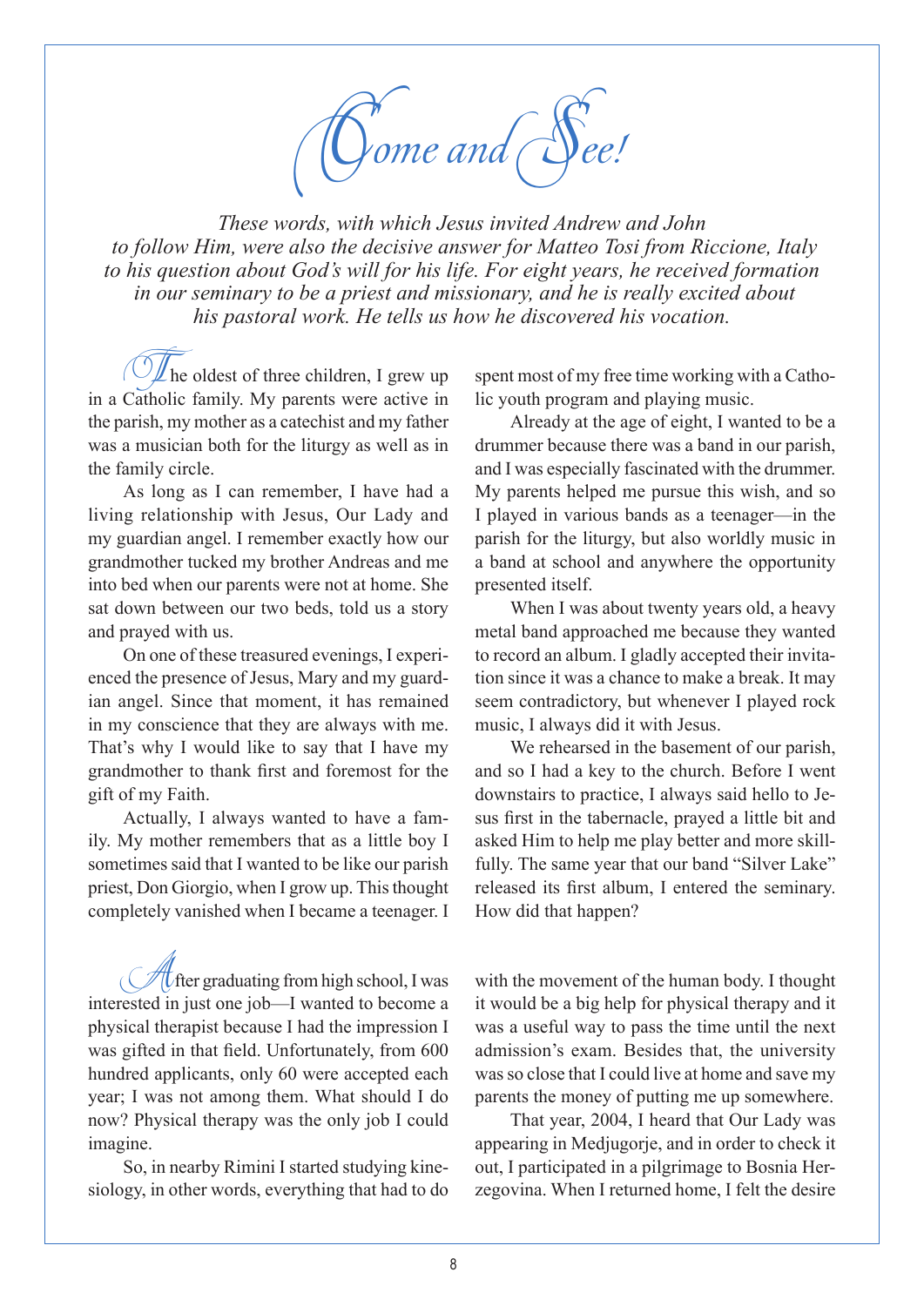# Come and See!

*These words, with which Jesus invited Andrew and John to follow Him, were also the decisive answer for Matteo Tosi from Riccione, Italy to his question about God's will for his life. For eight years, he received formation in our seminary to be a priest and missionary, and he is really excited about his pastoral work. He tells us how he discovered his vocation.*

The oldest of three children, I grew up in a Catholic family. My parents were active in the parish, my mother as a catechist and my father was a musician both for the liturgy as well as in the family circle.

As long as I can remember, I have had a living relationship with Jesus, Our Lady and my guardian angel. I remember exactly how our grandmother tucked my brother Andreas and me into bed when our parents were not at home. She sat down between our two beds, told us a story and prayed with us.

On one of these treasured evenings, I experienced the presence of Jesus, Mary and my guardian angel. Since that moment, it has remained in my conscience that they are always with me. That's why I would like to say that I have my grandmother to thank first and foremost for the gift of my Faith.

Actually, I always wanted to have a family. My mother remembers that as a little boy I sometimes said that I wanted to be like our parish priest, Don Giorgio, when I grow up. This thought completely vanished when I became a teenager. I spent most of my free time working with a Catholic youth program and playing music.

Already at the age of eight, I wanted to be a drummer because there was a band in our parish, and I was especially fascinated with the drummer. My parents helped me pursue this wish, and so I played in various bands as a teenager—in the parish for the liturgy, but also worldly music in a band at school and anywhere the opportunity presented itself.

When I was about twenty years old, a heavy metal band approached me because they wanted to record an album. I gladly accepted their invitation since it was a chance to make a break. It may seem contradictory, but whenever I played rock music, I always did it with Jesus.

We rehearsed in the basement of our parish, and so I had a key to the church. Before I went downstairs to practice, I always said hello to Jesus first in the tabernacle, prayed a little bit and asked Him to help me play better and more skillfully. The same year that our band "Silver Lake" released its first album, I entered the seminary. How did that happen?

After graduating from high school, I was interested in just one job—I wanted to become a physical therapist because I had the impression I was gifted in that field. Unfortunately, from 600 hundred applicants, only 60 were accepted each year; I was not among them. What should I do now? Physical therapy was the only job I could imagine.

So, in nearby Rimini I started studying kinesiology, in other words, everything that had to do with the movement of the human body. I thought it would be a big help for physical therapy and it was a useful way to pass the time until the next admission's exam. Besides that, the university was so close that I could live at home and save my parents the money of putting me up somewhere.

That year, 2004, I heard that Our Lady was appearing in Medjugorje, and in order to check it out, I participated in a pilgrimage to Bosnia Herzegovina. When I returned home, I felt the desire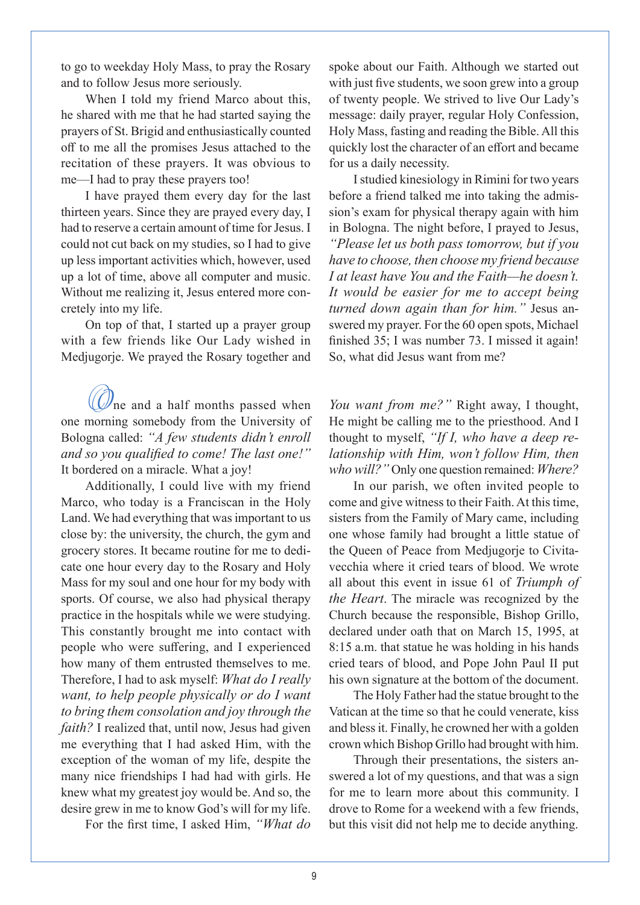to go to weekday Holy Mass, to pray the Rosary and to follow Jesus more seriously.

When I told my friend Marco about this, he shared with me that he had started saying the prayers of St. Brigid and enthusiastically counted off to me all the promises Jesus attached to the recitation of these prayers. It was obvious to me—I had to pray these prayers too!

I have prayed them every day for the last thirteen years. Since they are prayed every day, I had to reserve a certain amount of time for Jesus. I could not cut back on my studies, so I had to give up less important activities which, however, used up a lot of time, above all computer and music. Without me realizing it, Jesus entered more concretely into my life.

On top of that, I started up a prayer group with a few friends like Our Lady wished in Medjugorje. We prayed the Rosary together and spoke about our Faith. Although we started out with just five students, we soon grew into a group of twenty people. We strived to live Our Lady's message: daily prayer, regular Holy Confession, Holy Mass, fasting and reading the Bible. All this quickly lost the character of an effort and became for us a daily necessity.

I studied kinesiology in Rimini for two years before a friend talked me into taking the admission's exam for physical therapy again with him in Bologna. The night before, I prayed to Jesus, *"Please let us both pass tomorrow, but if you have to choose, then choose my friend because I at least have You and the Faith—he doesn't. It would be easier for me to accept being turned down again than for him."* Jesus answered my prayer. For the 60 open spots, Michael finished 35; I was number 73. I missed it again! So, what did Jesus want from me?

One and a half months passed when one morning somebody from the University of Bologna called: *"A few students didn't enroll and so you qualified to come! The last one!"* It bordered on a miracle. What a joy!

Additionally, I could live with my friend Marco, who today is a Franciscan in the Holy Land. We had everything that was important to us close by: the university, the church, the gym and grocery stores. It became routine for me to dedicate one hour every day to the Rosary and Holy Mass for my soul and one hour for my body with sports. Of course, we also had physical therapy practice in the hospitals while we were studying. This constantly brought me into contact with people who were suffering, and I experienced how many of them entrusted themselves to me. Therefore, I had to ask myself: *What do I really want, to help people physically or do I want to bring them consolation and joy through the faith?* I realized that, until now, Jesus had given me everything that I had asked Him, with the exception of the woman of my life, despite the many nice friendships I had had with girls. He knew what my greatest joy would be. And so, the desire grew in me to know God's will for my life.

For the first time, I asked Him, *"What do You want from me?"* Right away, I thought, He might be calling me to the priesthood. And I thought to myself, *"If I, who have a deep relationship with Him, won't follow Him, then who will?"* Only one question remained: *Where?*

In our parish, we often invited people to come and give witness to their Faith. At this time, sisters from the Family of Mary came, including one whose family had brought a little statue of the Queen of Peace from Medjugorje to Civitavecchia where it cried tears of blood. We wrote all about this event in issue 61 of *Triumph of the Heart*. The miracle was recognized by the Church because the responsible, Bishop Grillo, declared under oath that on March 15, 1995, at 8:15 a.m. that statue he was holding in his hands cried tears of blood, and Pope John Paul II put his own signature at the bottom of the document.

The Holy Father had the statue brought to the Vatican at the time so that he could venerate, kiss and bless it. Finally, he crowned her with a golden crown which Bishop Grillo had brought with him.

Through their presentations, the sisters answered a lot of my questions, and that was a sign for me to learn more about this community. I drove to Rome for a weekend with a few friends, but this visit did not help me to decide anything.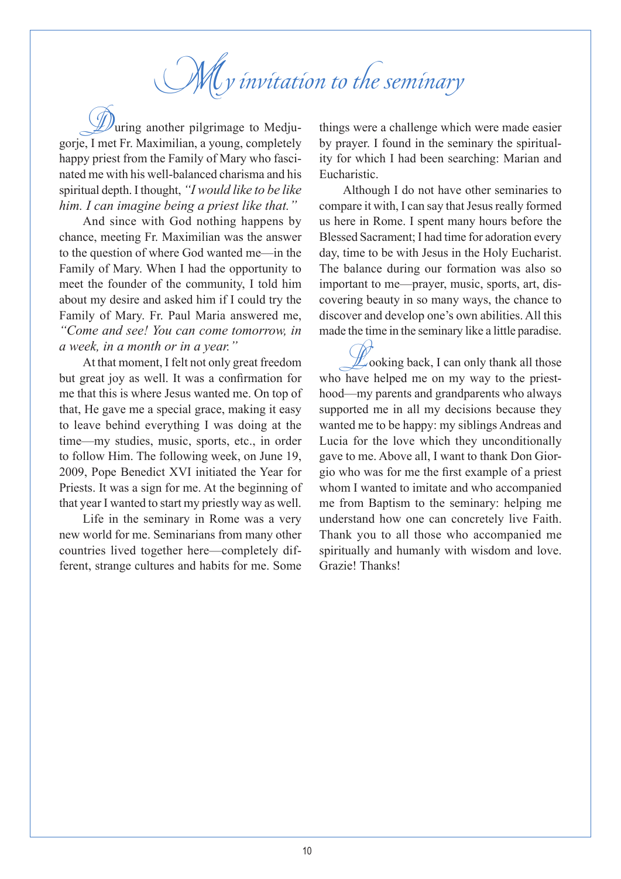# My invitation to the seminary

During another pilgrimage to Medjugorje, I met Fr. Maximilian, a young, completely happy priest from the Family of Mary who fascinated me with his well-balanced charisma and his spiritual depth. I thought, *"I would like to be like him. I can imagine being a priest like that."*

And since with God nothing happens by chance, meeting Fr. Maximilian was the answer to the question of where God wanted me—in the Family of Mary. When I had the opportunity to meet the founder of the community, I told him about my desire and asked him if I could try the Family of Mary. Fr. Paul Maria answered me, *"Come and see! You can come tomorrow, in a week, in a month or in a year."*

At that moment, I felt not only great freedom but great joy as well. It was a confirmation for me that this is where Jesus wanted me. On top of that, He gave me a special grace, making it easy to leave behind everything I was doing at the time—my studies, music, sports, etc., in order to follow Him. The following week, on June 19, 2009, Pope Benedict XVI initiated the Year for Priests. It was a sign for me. At the beginning of that year I wanted to start my priestly way as well.

Life in the seminary in Rome was a very new world for me. Seminarians from many other countries lived together here—completely different, strange cultures and habits for me. Some things were a challenge which were made easier by prayer. I found in the seminary the spirituality for which I had been searching: Marian and Eucharistic.

Although I do not have other seminaries to compare it with, I can say that Jesus really formed us here in Rome. I spent many hours before the Blessed Sacrament; I had time for adoration every day, time to be with Jesus in the Holy Eucharist. The balance during our formation was also so important to me—prayer, music, sports, art, discovering beauty in so many ways, the chance to discover and develop one's own abilities. All this made the time in the seminary like a little paradise.

Looking back, I can only thank all those who have helped me on my way to the priesthood—my parents and grandparents who always supported me in all my decisions because they wanted me to be happy: my siblings Andreas and Lucia for the love which they unconditionally gave to me. Above all, I want to thank Don Giorgio who was for me the first example of a priest whom I wanted to imitate and who accompanied me from Baptism to the seminary: helping me understand how one can concretely live Faith. Thank you to all those who accompanied me spiritually and humanly with wisdom and love. Grazie! Thanks!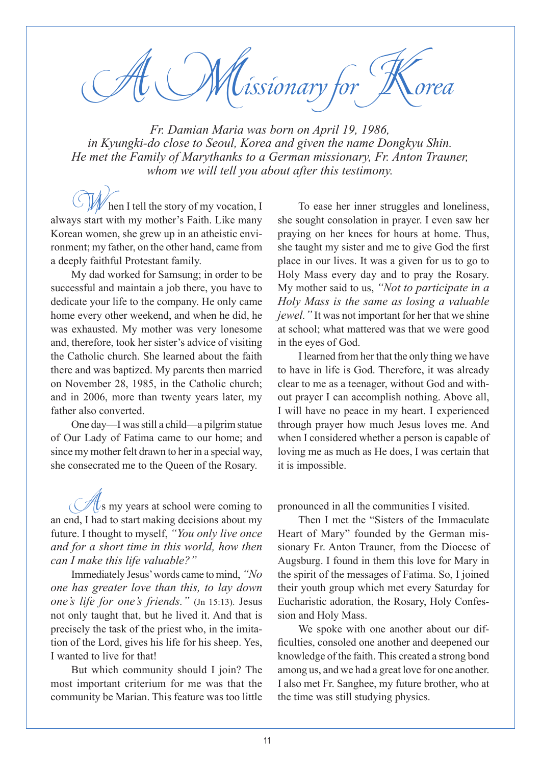# A Missionary for Korea

*Fr. Damian Maria was born on April 19, 1986, in Kyungki-do close to Seoul, Korea and given the name Dongkyu Shin. He met the Family of Marythanks to a German missionary, Fr. Anton Trauner, whom we will tell you about after this testimony.*

When I tell the story of my vocation, I always start with my mother's Faith. Like many Korean women, she grew up in an atheistic environment; my father, on the other hand, came from a deeply faithful Protestant family.

My dad worked for Samsung; in order to be successful and maintain a job there, you have to dedicate your life to the company. He only came home every other weekend, and when he did, he was exhausted. My mother was very lonesome and, therefore, took her sister's advice of visiting the Catholic church. She learned about the faith there and was baptized. My parents then married on November 28, 1985, in the Catholic church; and in 2006, more than twenty years later, my father also converted.

One day—I was still a child—a pilgrim statue of Our Lady of Fatima came to our home; and since my mother felt drawn to her in a special way, she consecrated me to the Queen of the Rosary.

To ease her inner struggles and loneliness, she sought consolation in prayer. I even saw her praying on her knees for hours at home. Thus, she taught my sister and me to give God the first place in our lives. It was a given for us to go to Holy Mass every day and to pray the Rosary. My mother said to us, *"Not to participate in a Holy Mass is the same as losing a valuable jewel."* It was not important for her that we shine at school; what mattered was that we were good in the eyes of God.

I learned from her that the only thing we have to have in life is God. Therefore, it was already clear to me as a teenager, without God and without prayer I can accomplish nothing. Above all, I will have no peace in my heart. I experienced through prayer how much Jesus loves me. And when I considered whether a person is capable of loving me as much as He does, I was certain that it is impossible.

As my years at school were coming to an end, I had to start making decisions about my future. I thought to myself, *"You only live once and for a short time in this world, how then can I make this life valuable?"*

Immediately Jesus' words came to mind, *"No one has greater love than this, to lay down one's life for one's friends."* (Jn 15:13). Jesus not only taught that, but he lived it. And that is precisely the task of the priest who, in the imitation of the Lord, gives his life for his sheep. Yes, I wanted to live for that!

But which community should I join? The most important criterium for me was that the community be Marian. This feature was too little pronounced in all the communities I visited.

Then I met the "Sisters of the Immaculate Heart of Mary" founded by the German missionary Fr. Anton Trauner, from the Diocese of Augsburg. I found in them this love for Mary in the spirit of the messages of Fatima. So, I joined their youth group which met every Saturday for Eucharistic adoration, the Rosary, Holy Confession and Holy Mass.

We spoke with one another about our difficulties, consoled one another and deepened our knowledge of the faith. This created a strong bond among us, and we had a great love for one another. I also met Fr. Sanghee, my future brother, who at the time was still studying physics.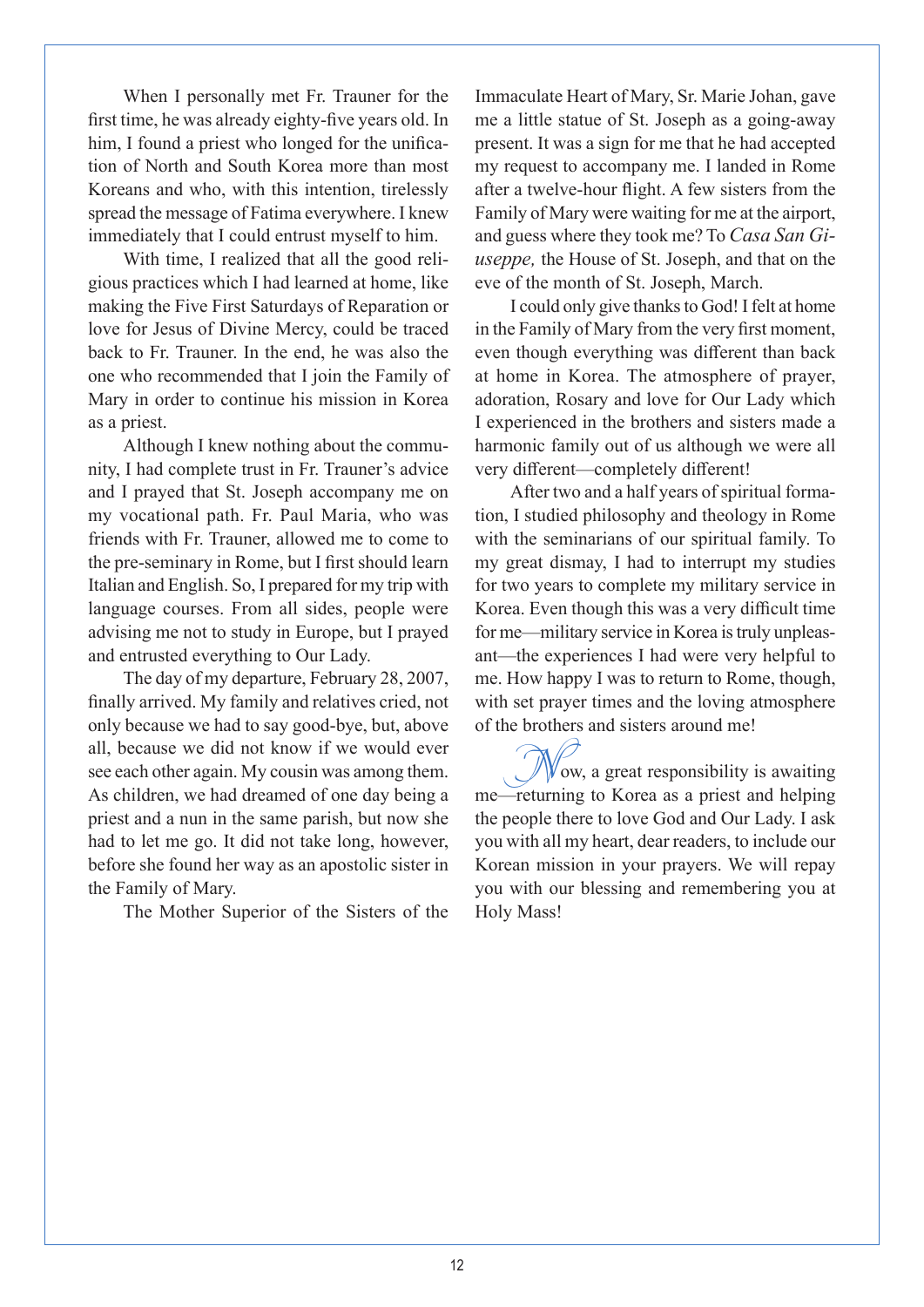When I personally met Fr. Trauner for the first time, he was already eighty-five years old. In him, I found a priest who longed for the unification of North and South Korea more than most Koreans and who, with this intention, tirelessly spread the message of Fatima everywhere. I knew immediately that I could entrust myself to him.

With time, I realized that all the good religious practices which I had learned at home, like making the Five First Saturdays of Reparation or love for Jesus of Divine Mercy, could be traced back to Fr. Trauner. In the end, he was also the one who recommended that I join the Family of Mary in order to continue his mission in Korea as a priest.

Although I knew nothing about the community, I had complete trust in Fr. Trauner's advice and I prayed that St. Joseph accompany me on my vocational path. Fr. Paul Maria, who was friends with Fr. Trauner, allowed me to come to the pre-seminary in Rome, but I first should learn Italian and English. So, I prepared for my trip with language courses. From all sides, people were advising me not to study in Europe, but I prayed and entrusted everything to Our Lady.

The day of my departure, February 28, 2007, finally arrived. My family and relatives cried, not only because we had to say good-bye, but, above all, because we did not know if we would ever see each other again. My cousin was among them. As children, we had dreamed of one day being a priest and a nun in the same parish, but now she had to let me go. It did not take long, however, before she found her way as an apostolic sister in the Family of Mary.

The Mother Superior of the Sisters of the Immaculate Heart of Mary, Sr. Marie Johan, gave me a little statue of St. Joseph as a going-away present. It was a sign for me that he had accepted my request to accompany me. I landed in Rome after a twelve-hour flight. A few sisters from the Family of Mary were waiting for me at the airport, and guess where they took me? To *Casa San Giuseppe,* the House of St. Joseph, and that on the eve of the month of St. Joseph, March.

I could only give thanks to God! I felt at home in the Family of Mary from the very first moment, even though everything was different than back at home in Korea. The atmosphere of prayer, adoration, Rosary and love for Our Lady which I experienced in the brothers and sisters made a harmonic family out of us although we were all very different—completely different!

After two and a half years of spiritual formation, I studied philosophy and theology in Rome with the seminarians of our spiritual family. To my great dismay, I had to interrupt my studies for two years to complete my military service in Korea. Even though this was a very difficult time for me—military service in Korea is truly unpleasant—the experiences I had were very helpful to me. How happy I was to return to Rome, though, with set prayer times and the loving atmosphere of the brothers and sisters around me!

Now, a great responsibility is awaiting me—returning to Korea as a priest and helping the people there to love God and Our Lady. I ask you with all my heart, dear readers, to include our Korean mission in your prayers. We will repay you with our blessing and remembering you at Holy Mass!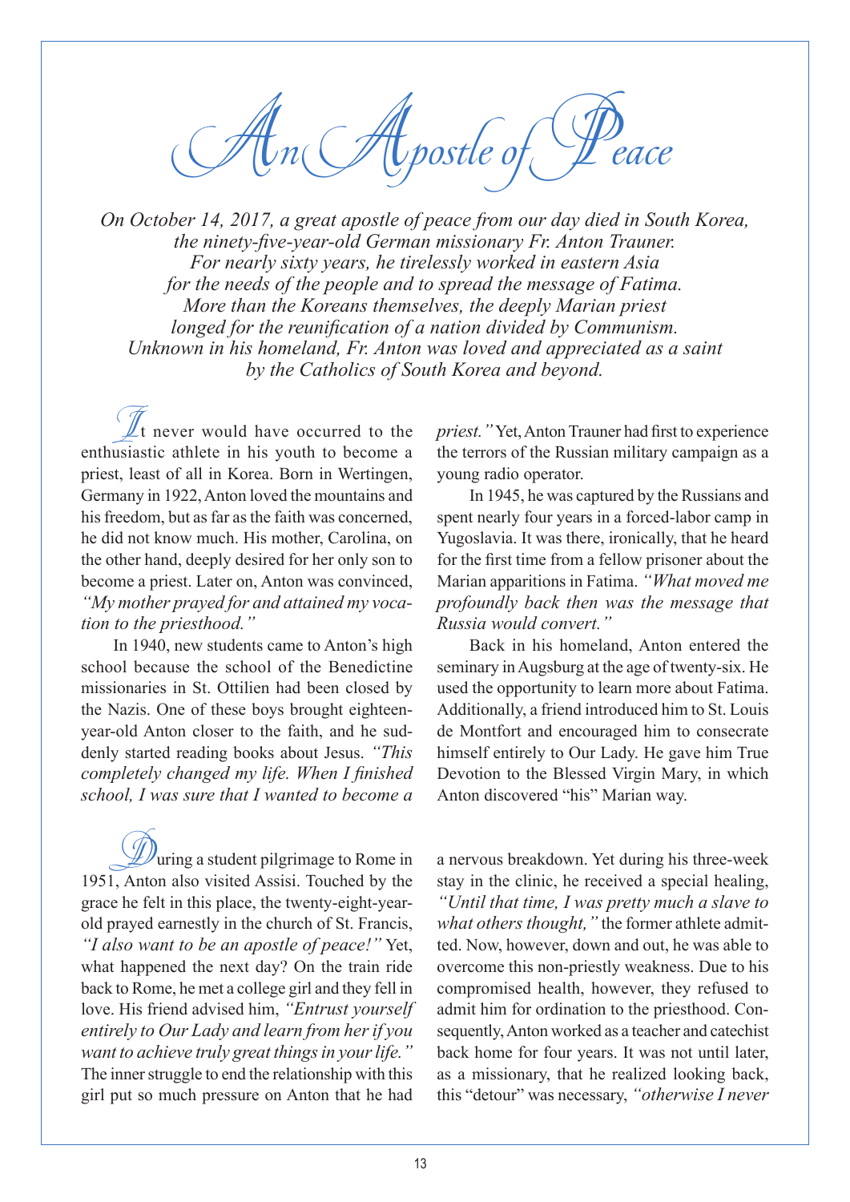# An Apostle of Peace

*On October 14, 2017, a great apostle of peace from our day died in South Korea, the ninety-five-year-old German missionary Fr. Anton Trauner. For nearly sixty years, he tirelessly worked in eastern Asia for the needs of the people and to spread the message of Fatima. More than the Koreans themselves, the deeply Marian priest longed for the reunification of a nation divided by Communism. Unknown in his homeland, Fr. Anton was loved and appreciated as a saint by the Catholics of South Korea and beyond.*

It never would have occurred to the enthusiastic athlete in his youth to become a priest, least of all in Korea. Born in Wertingen, Germany in 1922, Anton loved the mountains and his freedom, but as far as the faith was concerned, he did not know much. His mother, Carolina, on the other hand, deeply desired for her only son to become a priest. Later on, Anton was convinced, *"My mother prayed for and attained my vocation to the priesthood."*

In 1940, new students came to Anton's high school because the school of the Benedictine missionaries in St. Ottilien had been closed by the Nazis. One of these boys brought eighteen-year-old Anton closer to the faith, and he suddenly started reading books about Jesus. *"This completely changed my life. When I finished school, I was sure that I wanted to become a priest."* Yet, Anton Trauner had first to experience the terrors of the Russian military campaign as a young radio operator.

In 1945, he was captured by the Russians and spent nearly four years in a forced-labor camp in Yugoslavia. It was there, ironically, that he heard for the first time from a fellow prisoner about the Marian apparitions in Fatima. *"What moved me profoundly back then was the message that Russia would convert."*

Back in his homeland, Anton entered the seminary in Augsburg at the age of twenty-six. He used the opportunity to learn more about Fatima. Additionally, a friend introduced him to St. Louis de Montfort and encouraged him to consecrate himself entirely to Our Lady. He gave him True Devotion to the Blessed Virgin Mary, in which Anton discovered "his" Marian way.

During a student pilgrimage to Rome in 1951, Anton also visited Assisi. Touched by the grace he felt in this place, the twenty-eight-year-old prayed earnestly in the church of St. Francis, *"I also want to be an apostle of peace!"* Yet, what happened the next day? On the train ride back to Rome, he met a college girl and they fell in love. His friend advised him, *"Entrust yourself entirely to Our Lady and learn from her if you want to achieve truly great things in your life."* The inner struggle to end the relationship with this girl put so much pressure on Anton that he had a nervous breakdown. Yet during his three-week stay in the clinic, he received a special healing, *"Until that time, I was pretty much a slave to what others thought,"* the former athlete admitted. Now, however, down and out, he was able to overcome this non-priestly weakness. Due to his compromised health, however, they refused to admit him for ordination to the priesthood. Consequently, Anton worked as a teacher and catechist back home for four years. It was not until later, as a missionary, that he realized looking back, this "detour" was necessary, *"otherwise I never*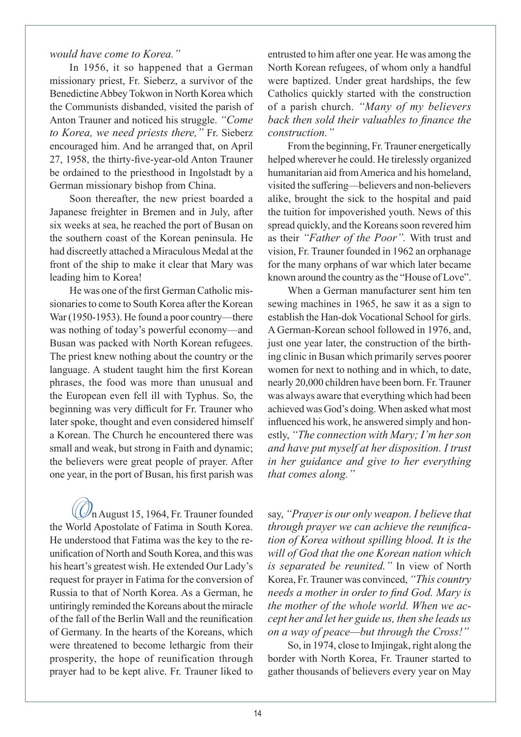*would have come to Korea."*

In 1956, it so happened that a German missionary priest, Fr. Sieberz, a survivor of the Benedictine Abbey Tokwon in North Korea which the Communists disbanded, visited the parish of Anton Trauner and noticed his struggle. *"Come to Korea, we need priests there,"* Fr. Sieberz encouraged him. And he arranged that, on April 27, 1958, the thirty-five-year-old Anton Trauner be ordained to the priesthood in Ingolstadt by a German missionary bishop from China.

Soon thereafter, the new priest boarded a Japanese freighter in Bremen and in July, after six weeks at sea, he reached the port of Busan on the southern coast of the Korean peninsula. He had discreetly attached a Miraculous Medal at the front of the ship to make it clear that Mary was leading him to Korea!

He was one of the first German Catholic missionaries to come to South Korea after the Korean War (1950-1953). He found a poor country—there was nothing of today's powerful economy—and Busan was packed with North Korean refugees. The priest knew nothing about the country or the language. A student taught him the first Korean phrases, the food was more than unusual and the European even fell ill with Typhus. So, the beginning was very difficult for Fr. Trauner who later spoke, thought and even considered himself a Korean. The Church he encountered there was small and weak, but strong in Faith and dynamic; the believers were great people of prayer. After one year, in the port of Busan, his first parish was entrusted to him after one year. He was among the North Korean refugees, of whom only a handful were baptized. Under great hardships, the few Catholics quickly started with the construction of a parish church. *"Many of my believers back then sold their valuables to finance the construction."*

From the beginning, Fr. Trauner energetically helped wherever he could. He tirelessly organized humanitarian aid from America and his homeland, visited the suffering—believers and non-believers alike, brought the sick to the hospital and paid the tuition for impoverished youth. News of this spread quickly, and the Koreans soon revered him as their *"Father of the Poor"*. With trust and vision, Fr. Trauner founded in 1962 an orphanage for the many orphans of war which later became known around the country as the "House of Love".

When a German manufacturer sent him ten sewing machines in 1965, he saw it as a sign to establish the Han-dok Vocational School for girls. A German-Korean school followed in 1976, and, just one year later, the construction of the birthing clinic in Busan which primarily serves poorer women for next to nothing and in which, to date, nearly 20,000 children have been born. Fr. Trauner was always aware that everything which had been achieved was God's doing. When asked what most influenced his work, he answered simply and honestly, *"The connection with Mary; I'm her son and have put myself at her disposition. I trust in her guidance and give to her everything that comes along."*

On August 15, 1964, Fr. Trauner founded the World Apostolate of Fatima in South Korea. He understood that Fatima was the key to the reunification of North and South Korea, and this was his heart's greatest wish. He extended Our Lady's request for prayer in Fatima for the conversion of Russia to that of North Korea. As a German, he untiringly reminded the Koreans about the miracle of the fall of the Berlin Wall and the reunification of Germany. In the hearts of the Koreans, which were threatened to become lethargic from their prosperity, the hope of reunification through prayer had to be kept alive. Fr. Trauner liked to say, *"Prayer is our only weapon. I believe that through prayer we can achieve the reunification of Korea without spilling blood. It is the will of God that the one Korean nation which is separated be reunited."* In view of North Korea, Fr. Trauner was convinced, *"This country needs a mother in order to find God. Mary is the mother of the whole world. When we accept her and let her guide us, then she leads us on a way of peace—but through the Cross!"*

So, in 1974, close to Imjingak, right along the border with North Korea, Fr. Trauner started to gather thousands of believers every year on May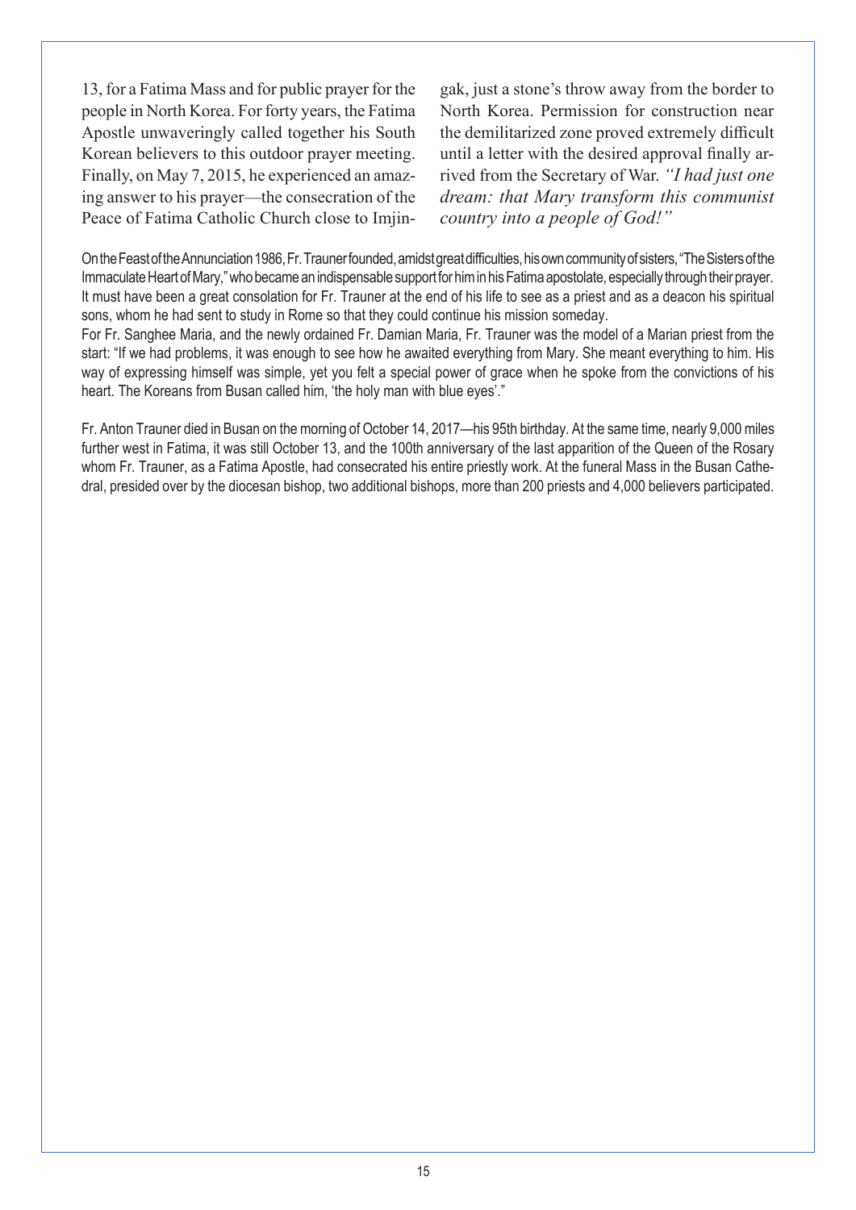13, for a Fatima Mass and for public prayer for the people in North Korea. For forty years, the Fatima Apostle unwaveringly called together his South Korean believers to this outdoor prayer meeting. Finally, on May 7, 2015, he experienced an amazing answer to his prayer—the consecration of the Peace of Fatima Catholic Church close to Imjingak, just a stone's throw away from the border to North Korea. Permission for construction near the demilitarized zone proved extremely difficult until a letter with the desired approval finally arrived from the Secretary of War. *"I had just one dream: that Mary transform this communist country into a people of God!"*

On the Feast of the Annunciation 1986, Fr. Trauner founded, amidst great difficulties, his own community of sisters, "The Sisters of the Immaculate Heart of Mary," who became an indispensable support for him in his Fatima apostolate, especially through their prayer. It must have been a great consolation for Fr. Trauner at the end of his life to see as a priest and as a deacon his spiritual sons, whom he had sent to study in Rome so that they could continue his mission someday.

For Fr. Sanghee Maria, and the newly ordained Fr. Damian Maria, Fr. Trauner was the model of a Marian priest from the start: "If we had problems, it was enough to see how he awaited everything from Mary. She meant everything to him. His way of expressing himself was simple, yet you felt a special power of grace when he spoke from the convictions of his heart. The Koreans from Busan called him, 'the holy man with blue eyes'."

Fr. Anton Trauner died in Busan on the morning of October 14, 2017—his 95th birthday. At the same time, nearly 9,000 miles further west in Fatima, it was still October 13, and the 100th anniversary of the last apparition of the Queen of the Rosary whom Fr. Trauner, as a Fatima Apostle, had consecrated his entire priestly work. At the funeral Mass in the Busan Cathedral, presided over by the diocesan bishop, two additional bishops, more than 200 priests and 4,000 believers participated.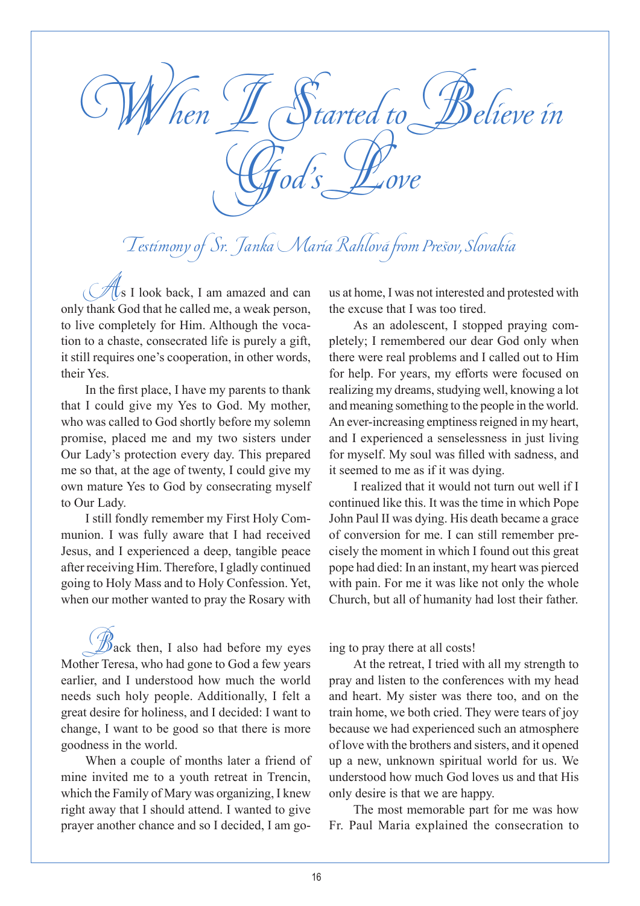# When I Started to Believe in God's Love

*Testimony of Sr. Janka Maria Rahlová from Prešov, Slovakia*

As I look back, I am amazed and can only thank God that he called me, a weak person, to live completely for Him. Although the vocation to a chaste, consecrated life is purely a gift, it still requires one's cooperation, in other words, their Yes.

In the first place, I have my parents to thank that I could give my Yes to God. My mother, who was called to God shortly before my solemn promise, placed me and my two sisters under Our Lady's protection every day. This prepared me so that, at the age of twenty, I could give my own mature Yes to God by consecrating myself to Our Lady.

I still fondly remember my First Holy Communion. I was fully aware that I had received Jesus, and I experienced a deep, tangible peace after receiving Him. Therefore, I gladly continued going to Holy Mass and to Holy Confession. Yet, when our mother wanted to pray the Rosary with us at home, I was not interested and protested with the excuse that I was too tired.

As an adolescent, I stopped praying completely; I remembered our dear God only when there were real problems and I called out to Him for help. For years, my efforts were focused on realizing my dreams, studying well, knowing a lot and meaning something to the people in the world. An ever-increasing emptiness reigned in my heart, and I experienced a senselessness in just living for myself. My soul was filled with sadness, and it seemed to me as if it was dying.

I realized that it would not turn out well if I continued like this. It was the time in which Pope John Paul II was dying. His death became a grace of conversion for me. I can still remember precisely the moment in which I found out this great pope had died: In an instant, my heart was pierced with pain. For me it was like not only the whole Church, but all of humanity had lost their father.

Back then, I also had before my eyes Mother Teresa, who had gone to God a few years earlier, and I understood how much the world needs such holy people. Additionally, I felt a great desire for holiness, and I decided: I want to change, I want to be good so that there is more goodness in the world.

When a couple of months later a friend of mine invited me to a youth retreat in Trencin, which the Family of Mary was organizing, I knew right away that I should attend. I wanted to give prayer another chance and so I decided, I am going to pray there at all costs!

At the retreat, I tried with all my strength to pray and listen to the conferences with my head and heart. My sister was there too, and on the train home, we both cried. They were tears of joy because we had experienced such an atmosphere of love with the brothers and sisters, and it opened up a new, unknown spiritual world for us. We understood how much God loves us and that His only desire is that we are happy.

The most memorable part for me was how Fr. Paul Maria explained the consecration to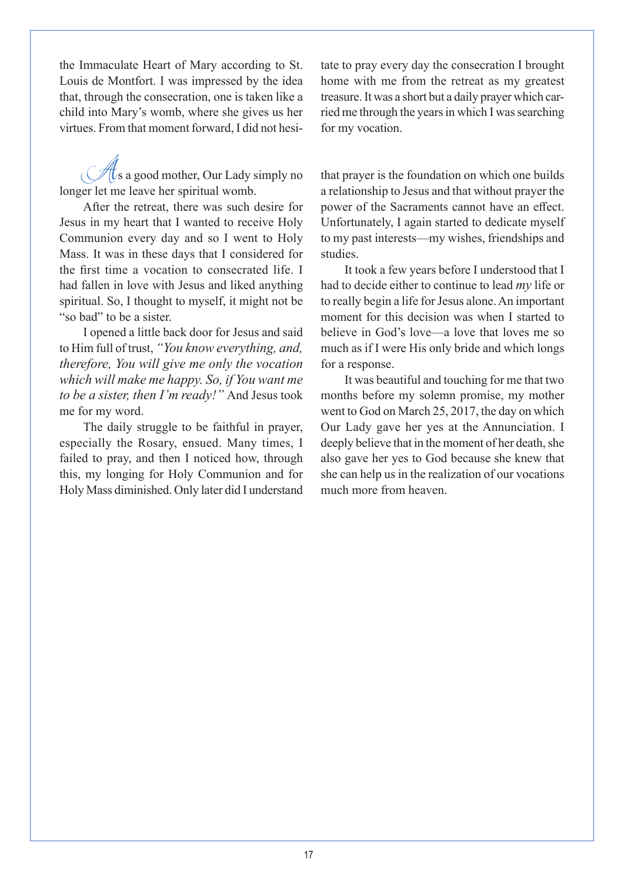the Immaculate Heart of Mary according to St. Louis de Montfort. I was impressed by the idea that, through the consecration, one is taken like a child into Mary's womb, where she gives us her virtues. From that moment forward, I did not hesitate to pray every day the consecration I brought home with me from the retreat as my greatest treasure. It was a short but a daily prayer which carried me through the years in which I was searching for my vocation.

As a good mother, Our Lady simply no longer let me leave her spiritual womb.

After the retreat, there was such desire for Jesus in my heart that I wanted to receive Holy Communion every day and so I went to Holy Mass. It was in these days that I considered for the first time a vocation to consecrated life. I had fallen in love with Jesus and liked anything spiritual. So, I thought to myself, it might not be "so bad" to be a sister.

I opened a little back door for Jesus and said to Him full of trust, *"You know everything, and, therefore, You will give me only the vocation which will make me happy. So, if You want me to be a sister, then I'm ready!"* And Jesus took me for my word.

The daily struggle to be faithful in prayer, especially the Rosary, ensued. Many times, I failed to pray, and then I noticed how, through this, my longing for Holy Communion and for Holy Mass diminished. Only later did I understand that prayer is the foundation on which one builds a relationship to Jesus and that without prayer the power of the Sacraments cannot have an effect. Unfortunately, I again started to dedicate myself to my past interests—my wishes, friendships and studies.

It took a few years before I understood that I had to decide either to continue to lead *my* life or to really begin a life for Jesus alone. An important moment for this decision was when I started to believe in God's love—a love that loves me so much as if I were His only bride and which longs for a response.

It was beautiful and touching for me that two months before my solemn promise, my mother went to God on March 25, 2017, the day on which Our Lady gave her yes at the Annunciation. I deeply believe that in the moment of her death, she also gave her yes to God because she knew that she can help us in the realization of our vocations much more from heaven.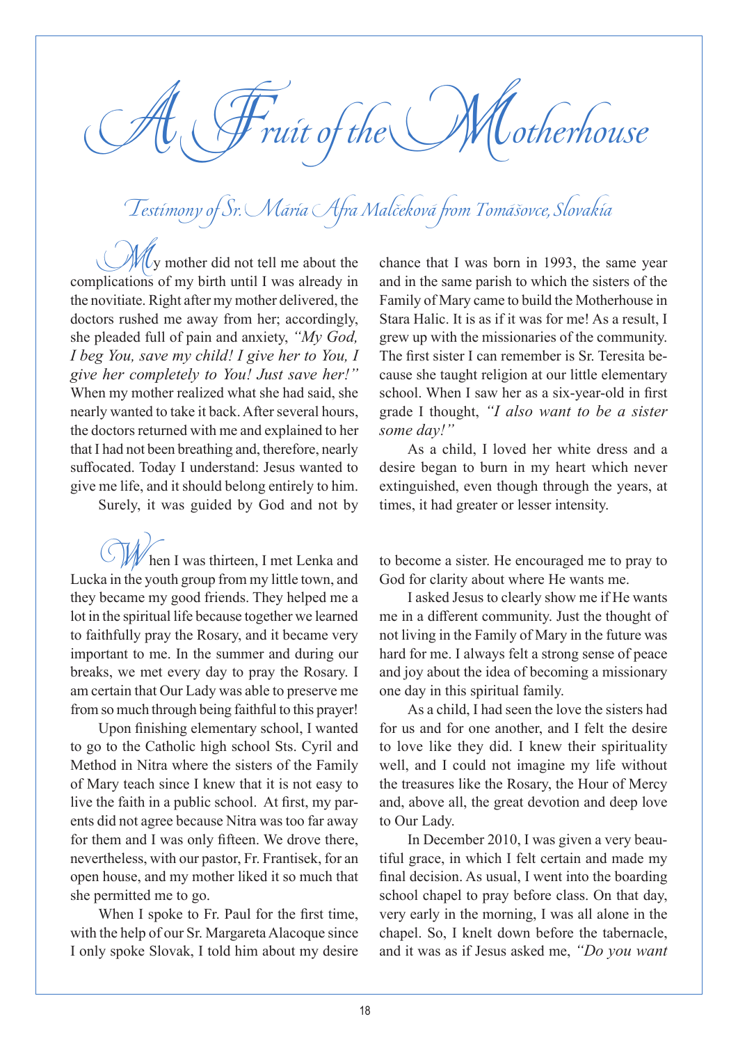# A Fruit of the Motherhouse

## Testimony of Sr. Mária Afra Malčeková from Tomášovce, Slovakia

My mother did not tell me about the complications of my birth until I was already in the novitiate. Right after my mother delivered, the doctors rushed me away from her; accordingly, she pleaded full of pain and anxiety, *"My God, I beg You, save my child! I give her to You, I give her completely to You! Just save her!"* When my mother realized what she had said, she nearly wanted to take it back. After several hours, the doctors returned with me and explained to her that I had not been breathing and, therefore, nearly suffocated. Today I understand: Jesus wanted to give me life, and it should belong entirely to him.

Surely, it was guided by God and not by chance that I was born in 1993, the same year and in the same parish to which the sisters of the Family of Mary came to build the Motherhouse in Stara Halic. It is as if it was for me! As a result, I grew up with the missionaries of the community. The first sister I can remember is Sr. Teresita because she taught religion at our little elementary school. When I saw her as a six-year-old in first grade I thought, *"I also want to be a sister some day!"*

As a child, I loved her white dress and a desire began to burn in my heart which never extinguished, even though through the years, at times, it had greater or lesser intensity.

When I was thirteen, I met Lenka and Lucka in the youth group from my little town, and they became my good friends. They helped me a lot in the spiritual life because together we learned to faithfully pray the Rosary, and it became very important to me. In the summer and during our breaks, we met every day to pray the Rosary. I am certain that Our Lady was able to preserve me from so much through being faithful to this prayer!

Upon finishing elementary school, I wanted to go to the Catholic high school Sts. Cyril and Method in Nitra where the sisters of the Family of Mary teach since I knew that it is not easy to live the faith in a public school. At first, my parents did not agree because Nitra was too far away for them and I was only fifteen. We drove there, nevertheless, with our pastor, Fr. Frantisek, for an open house, and my mother liked it so much that she permitted me to go.

When I spoke to Fr. Paul for the first time, with the help of our Sr. Margareta Alacoque since I only spoke Slovak, I told him about my desire to become a sister. He encouraged me to pray to God for clarity about where He wants me.

I asked Jesus to clearly show me if He wants me in a different community. Just the thought of not living in the Family of Mary in the future was hard for me. I always felt a strong sense of peace and joy about the idea of becoming a missionary one day in this spiritual family.

As a child, I had seen the love the sisters had for us and for one another, and I felt the desire to love like they did. I knew their spirituality well, and I could not imagine my life without the treasures like the Rosary, the Hour of Mercy and, above all, the great devotion and deep love to Our Lady.

In December 2010, I was given a very beautiful grace, in which I felt certain and made my final decision. As usual, I went into the boarding school chapel to pray before class. On that day, very early in the morning, I was all alone in the chapel. So, I knelt down before the tabernacle, and it was as if Jesus asked me, *"Do you want*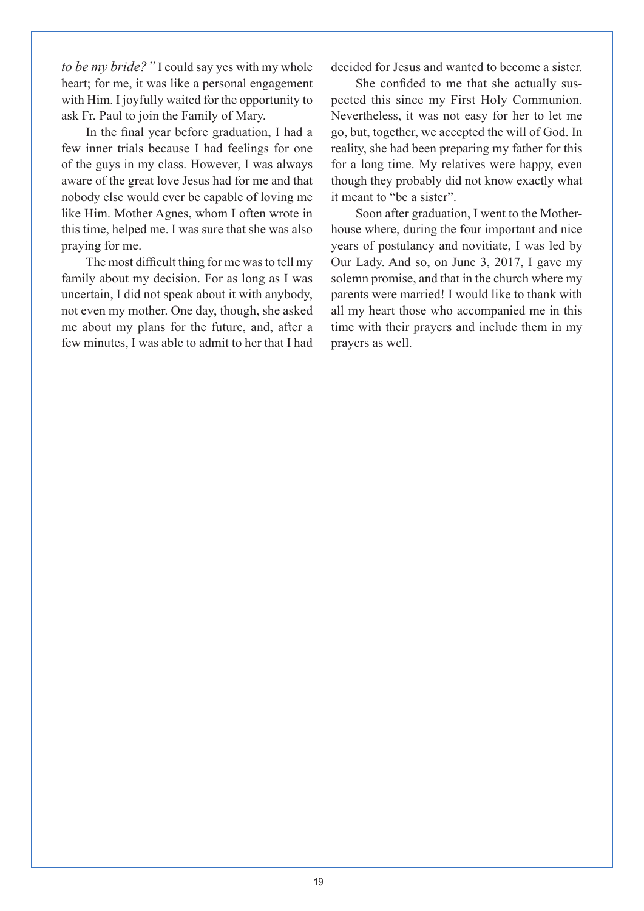*to be my bride?"* I could say yes with my whole heart; for me, it was like a personal engagement with Him. I joyfully waited for the opportunity to ask Fr. Paul to join the Family of Mary.

In the final year before graduation, I had a few inner trials because I had feelings for one of the guys in my class. However, I was always aware of the great love Jesus had for me and that nobody else would ever be capable of loving me like Him. Mother Agnes, whom I often wrote in this time, helped me. I was sure that she was also praying for me.

The most difficult thing for me was to tell my family about my decision. For as long as I was uncertain, I did not speak about it with anybody, not even my mother. One day, though, she asked me about my plans for the future, and, after a few minutes, I was able to admit to her that I had decided for Jesus and wanted to become a sister.

She confided to me that she actually suspected this since my First Holy Communion. Nevertheless, it was not easy for her to let me go, but, together, we accepted the will of God. In reality, she had been preparing my father for this for a long time. My relatives were happy, even though they probably did not know exactly what it meant to "be a sister".

Soon after graduation, I went to the Motherhouse where, during the four important and nice years of postulancy and novitiate, I was led by Our Lady. And so, on June 3, 2017, I gave my solemn promise, and that in the church where my parents were married! I would like to thank with all my heart those who accompanied me in this time with their prayers and include them in my prayers as well.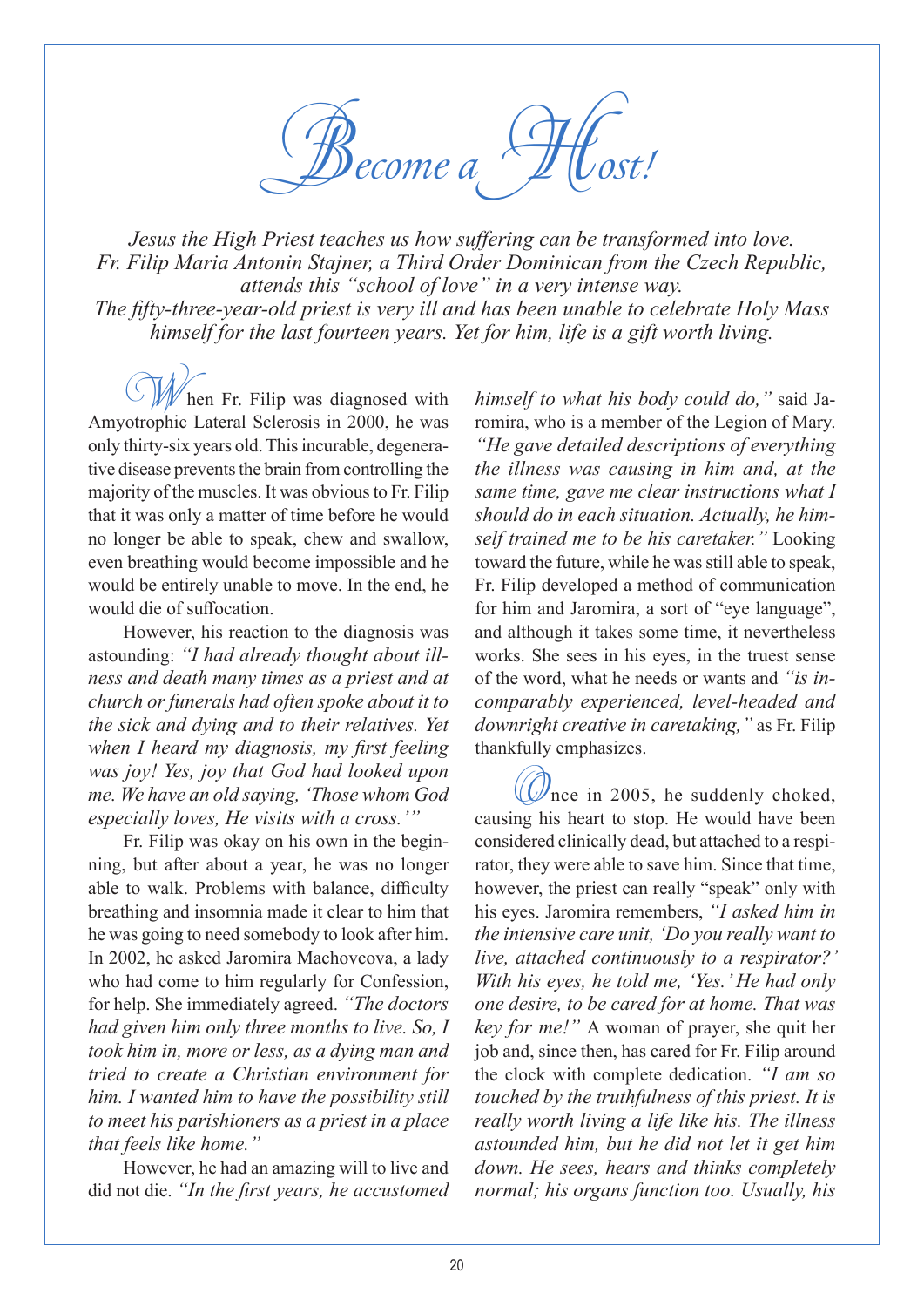# Become a Host!

*Jesus the High Priest teaches us how suffering can be transformed into love. Fr. Filip Maria Antonin Stajner, a Third Order Dominican from the Czech Republic, attends this "school of love" in a very intense way. The fifty-three-year-old priest is very ill and has been unable to celebrate Holy Mass himself for the last fourteen years. Yet for him, life is a gift worth living.*

When Fr. Filip was diagnosed with Amyotrophic Lateral Sclerosis in 2000, he was only thirty-six years old. This incurable, degenerative disease prevents the brain from controlling the majority of the muscles. It was obvious to Fr. Filip that it was only a matter of time before he would no longer be able to speak, chew and swallow, even breathing would become impossible and he would be entirely unable to move. In the end, he would die of suffocation.

However, his reaction to the diagnosis was astounding: *"I had already thought about illness and death many times as a priest and at church or funerals had often spoke about it to the sick and dying and to their relatives. Yet when I heard my diagnosis, my first feeling was joy! Yes, joy that God had looked upon me. We have an old saying, 'Those whom God especially loves, He visits with a cross.'"*

Fr. Filip was okay on his own in the beginning, but after about a year, he was no longer able to walk. Problems with balance, difficulty breathing and insomnia made it clear to him that he was going to need somebody to look after him. In 2002, he asked Jaromira Machovcova, a lady who had come to him regularly for Confession, for help. She immediately agreed. *"The doctors had given him only three months to live. So, I took him in, more or less, as a dying man and tried to create a Christian environment for him. I wanted him to have the possibility still to meet his parishioners as a priest in a place that feels like home."*

However, he had an amazing will to live and did not die. *"In the first years, he accustomed himself to what his body could do,"* said Jaromira, who is a member of the Legion of Mary. *"He gave detailed descriptions of everything the illness was causing in him and, at the same time, gave me clear instructions what I should do in each situation. Actually, he himself trained me to be his caretaker."* Looking toward the future, while he was still able to speak, Fr. Filip developed a method of communication for him and Jaromira, a sort of "eye language", and although it takes some time, it nevertheless works. She sees in his eyes, in the truest sense of the word, what he needs or wants and *"is incomparably experienced, level-headed and downright creative in caretaking,"* as Fr. Filip thankfully emphasizes.

Once in 2005, he suddenly choked, causing his heart to stop. He would have been considered clinically dead, but attached to a respirator, they were able to save him. Since that time, however, the priest can really "speak" only with his eyes. Jaromira remembers, *"I asked him in the intensive care unit, 'Do you really want to live, attached continuously to a respirator?' With his eyes, he told me, 'Yes.' He had only one desire, to be cared for at home. That was key for me!"* A woman of prayer, she quit her job and, since then, has cared for Fr. Filip around the clock with complete dedication. *"I am so touched by the truthfulness of this priest. It is really worth living a life like his. The illness astounded him, but he did not let it get him down. He sees, hears and thinks completely normal; his organs function too. Usually, his*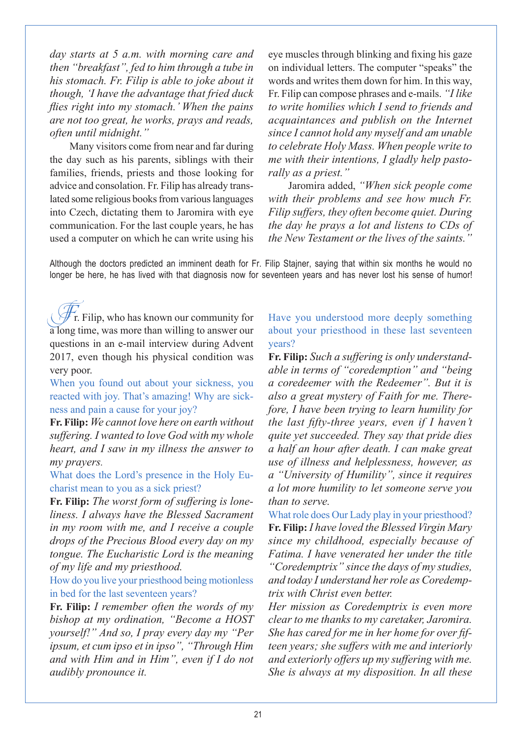*day starts at 5 a.m. with morning care and then "breakfast", fed to him through a tube in his stomach. Fr. Filip is able to joke about it though, 'I have the advantage that fried duck flies right into my stomach.' When the pains are not too great, he works, prays and reads, often until midnight."*

Many visitors come from near and far during the day such as his parents, siblings with their families, friends, priests and those looking for advice and consolation. Fr. Filip has already translated some religious books from various languages into Czech, dictating them to Jaromira with eye communication. For the last couple years, he has used a computer on which he can write using his eye muscles through blinking and fixing his gaze on individual letters. The computer "speaks" the words and writes them down for him. In this way, Fr. Filip can compose phrases and e-mails. *"I like to write homilies which I send to friends and acquaintances and publish on the Internet since I cannot hold any myself and am unable to celebrate Holy Mass. When people write to me with their intentions, I gladly help pastorally as a priest."*

Jaromira added, *"When sick people come with their problems and see how much Fr. Filip suffers, they often become quiet. During the day he prays a lot and listens to CDs of the New Testament or the lives of the saints."*

Although the doctors predicted an imminent death for Fr. Filip Stajner, saying that within six months he would no longer be here, he has lived with that diagnosis now for seventeen years and has never lost his sense of humor!

Fr. Filip, who has known our community for a long time, was more than willing to answer our questions in an e-mail interview during Advent 2017, even though his physical condition was very poor.

When you found out about your sickness, you reacted with joy. That's amazing! Why are sickness and pain a cause for your joy?

**Fr. Filip:** *We cannot love here on earth without suffering. I wanted to love God with my whole heart, and I saw in my illness the answer to my prayers.*

What does the Lord's presence in the Holy Eucharist mean to you as a sick priest?

**Fr. Filip:** *The worst form of suffering is loneliness. I always have the Blessed Sacrament in my room with me, and I receive a couple drops of the Precious Blood every day on my tongue. The Eucharistic Lord is the meaning of my life and my priesthood.*

How do you live your priesthood being motionless in bed for the last seventeen years?

**Fr. Filip:** *I remember often the words of my bishop at my ordination, "Become a HOST yourself!" And so, I pray every day my "Per ipsum, et cum ipso et in ipso", "Through Him and with Him and in Him", even if I do not audibly pronounce it.*

Have you understood more deeply something about your priesthood in these last seventeen years?

**Fr. Filip:** *Such a suffering is only understandable in terms of "coredemption" and "being a coredeemer with the Redeemer". But it is also a great mystery of Faith for me. Therefore, I have been trying to learn humility for the last fifty-three years, even if I haven't quite yet succeeded. They say that pride dies a half an hour after death. I can make great use of illness and helplessness, however, as a "University of Humility", since it requires a lot more humility to let someone serve you than to serve.*

What role does Our Lady play in your priesthood?

**Fr. Filip:** *I have loved the Blessed Virgin Mary since my childhood, especially because of Fatima. I have venerated her under the title "Coredemptrix" since the days of my studies, and today I understand her role as Coredemptrix with Christ even better.*

*Her mission as Coredemptrix is even more clear to me thanks to my caretaker, Jaromira. She has cared for me in her home for over fifteen years; she suffers with me and interiorly and exteriorly offers up my suffering with me. She is always at my disposition. In all these*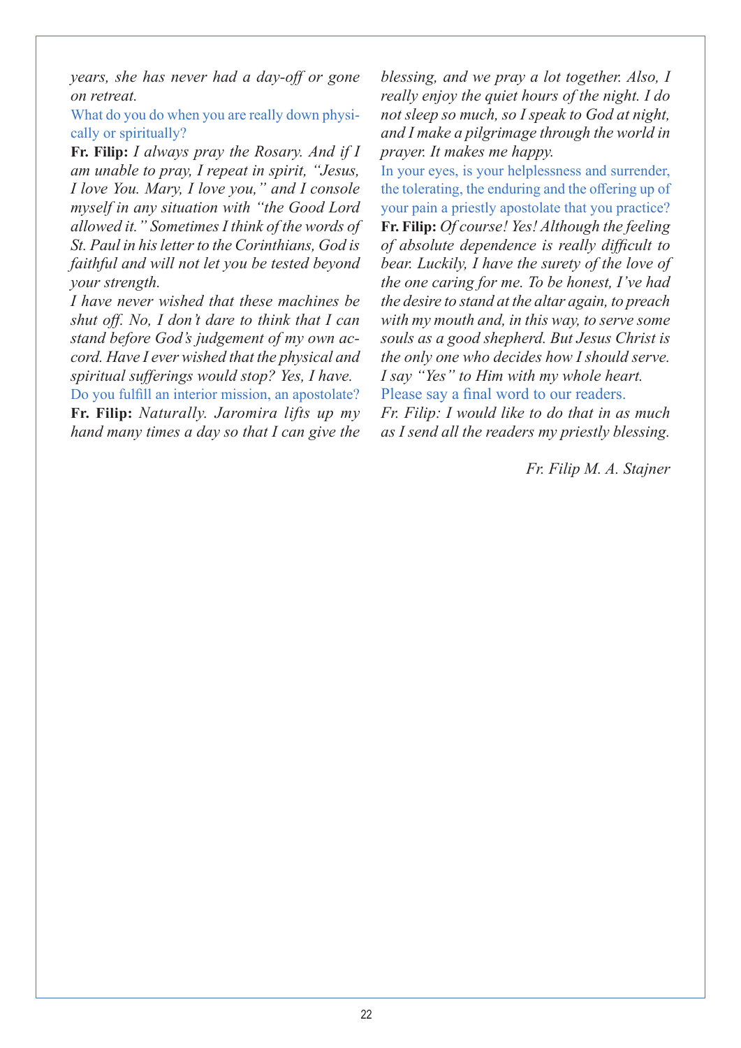*years, she has never had a day-off or gone on retreat.*

What do you do when you are really down physically or spiritually?

**Fr. Filip:** *I always pray the Rosary. And if I am unable to pray, I repeat in spirit, "Jesus, I love You. Mary, I love you," and I console myself in any situation with "the Good Lord allowed it." Sometimes I think of the words of St. Paul in his letter to the Corinthians, God is faithful and will not let you be tested beyond your strength.*

*I have never wished that these machines be shut off. No, I don't dare to think that I can stand before God's judgement of my own accord. Have I ever wished that the physical and spiritual sufferings would stop? Yes, I have.*

Do you fulfill an interior mission, an apostolate?

**Fr. Filip:** *Naturally. Jaromira lifts up my hand many times a day so that I can give the blessing, and we pray a lot together. Also, I really enjoy the quiet hours of the night. I do not sleep so much, so I speak to God at night, and I make a pilgrimage through the world in prayer. It makes me happy.*

In your eyes, is your helplessness and surrender, the tolerating, the enduring and the offering up of your pain a priestly apostolate that you practice?

**Fr. Filip:** *Of course! Yes! Although the feeling of absolute dependence is really difficult to bear. Luckily, I have the surety of the love of the one caring for me. To be honest, I've had the desire to stand at the altar again, to preach with my mouth and, in this way, to serve some souls as a good shepherd. But Jesus Christ is the only one who decides how I should serve. I say "Yes" to Him with my whole heart.*

Please say a final word to our readers.

*Fr. Filip: I would like to do that in as much as I send all the readers my priestly blessing.*

*Fr. Filip M. A. Stajner*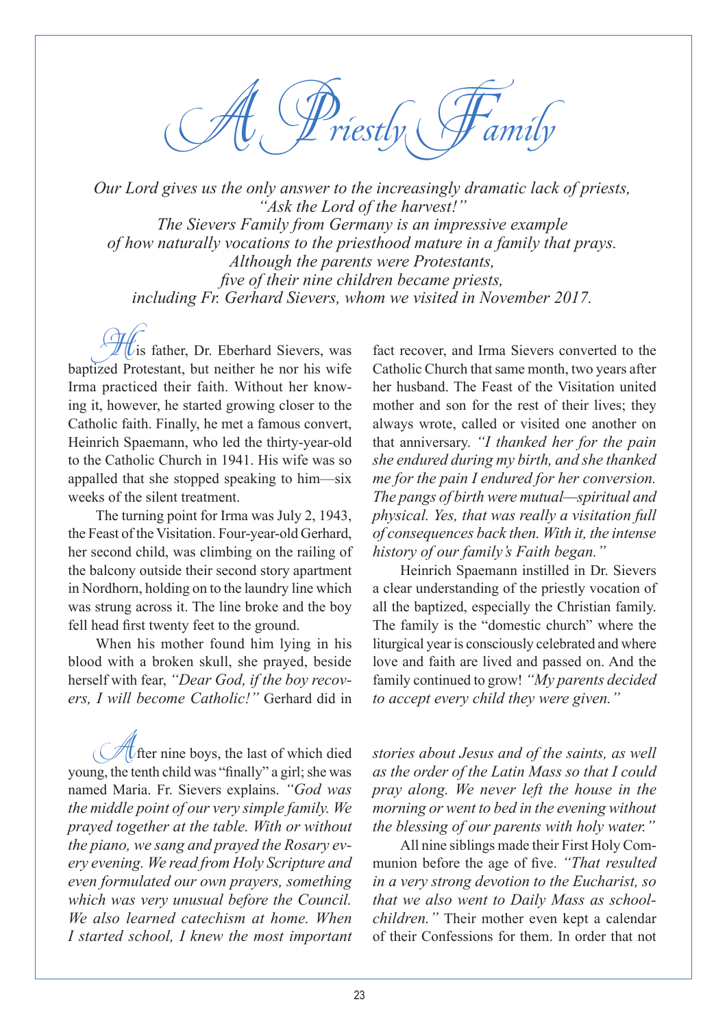# A Priestly Family

*Our Lord gives us the only answer to the increasingly dramatic lack of priests, "Ask the Lord of the harvest!" The Sievers Family from Germany is an impressive example of how naturally vocations to the priesthood mature in a family that prays. Although the parents were Protestants, five of their nine children became priests, including Fr. Gerhard Sievers, whom we visited in November 2017.*

His father, Dr. Eberhard Sievers, was baptized Protestant, but neither he nor his wife Irma practiced their faith. Without her knowing it, however, he started growing closer to the Catholic faith. Finally, he met a famous convert, Heinrich Spaemann, who led the thirty-year-old to the Catholic Church in 1941. His wife was so appalled that she stopped speaking to him—six weeks of the silent treatment.

The turning point for Irma was July 2, 1943, the Feast of the Visitation. Four-year-old Gerhard, her second child, was climbing on the railing of the balcony outside their second story apartment in Nordhorn, holding on to the laundry line which was strung across it. The line broke and the boy fell head first twenty feet to the ground.

When his mother found him lying in his blood with a broken skull, she prayed, beside herself with fear, *"Dear God, if the boy recovers, I will become Catholic!"* Gerhard did in fact recover, and Irma Sievers converted to the Catholic Church that same month, two years after her husband. The Feast of the Visitation united mother and son for the rest of their lives; they always wrote, called or visited one another on that anniversary. *"I thanked her for the pain she endured during my birth, and she thanked me for the pain I endured for her conversion. The pangs of birth were mutual—spiritual and physical. Yes, that was really a visitation full of consequences back then. With it, the intense history of our family's Faith began."*

Heinrich Spaemann instilled in Dr. Sievers a clear understanding of the priestly vocation of all the baptized, especially the Christian family. The family is the "domestic church" where the liturgical year is consciously celebrated and where love and faith are lived and passed on. And the family continued to grow! *"My parents decided to accept every child they were given."*

After nine boys, the last of which died young, the tenth child was "finally" a girl; she was named Maria. Fr. Sievers explains. *"God was the middle point of our very simple family. We prayed together at the table. With or without the piano, we sang and prayed the Rosary every evening. We read from Holy Scripture and even formulated our own prayers, something which was very unusual before the Council. We also learned catechism at home. When I started school, I knew the most important stories about Jesus and of the saints, as well as the order of the Latin Mass so that I could pray along. We never left the house in the morning or went to bed in the evening without the blessing of our parents with holy water."*

All nine siblings made their First Holy Communion before the age of five. *"That resulted in a very strong devotion to the Eucharist, so that we also went to Daily Mass as schoolchildren."* Their mother even kept a calendar of their Confessions for them. In order that not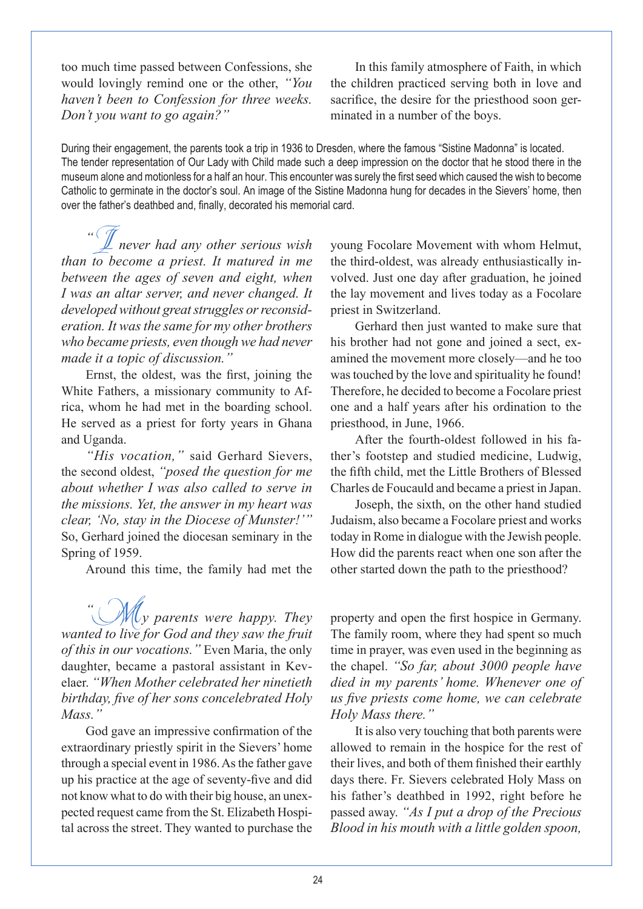too much time passed between Confessions, she would lovingly remind one or the other, *"You haven't been to Confession for three weeks. Don't you want to go again?"*

In this family atmosphere of Faith, in which the children practiced serving both in love and sacrifice, the desire for the priesthood soon germinated in a number of the boys.

During their engagement, the parents took a trip in 1936 to Dresden, where the famous "Sistine Madonna" is located. The tender representation of Our Lady with Child made such a deep impression on the doctor that he stood there in the museum alone and motionless for a half an hour. This encounter was surely the first seed which caused the wish to become Catholic to germinate in the doctor's soul. An image of the Sistine Madonna hung for decades in the Sievers' home, then over the father's deathbed and, finally, decorated his memorial card.

*"I never had any other serious wish than to become a priest. It matured in me between the ages of seven and eight, when I was an altar server, and never changed. It developed without great struggles or reconsideration. It was the same for my other brothers who became priests, even though we had never made it a topic of discussion."*

Ernst, the oldest, was the first, joining the White Fathers, a missionary community to Africa, whom he had met in the boarding school. He served as a priest for forty years in Ghana and Uganda.

*"His vocation,"* said Gerhard Sievers, the second oldest, *"posed the question for me about whether I was also called to serve in the missions. Yet, the answer in my heart was clear, 'No, stay in the Diocese of Munster!'"* So, Gerhard joined the diocesan seminary in the Spring of 1959.

Around this time, the family had met the young Focolare Movement with whom Helmut, the third-oldest, was already enthusiastically involved. Just one day after graduation, he joined the lay movement and lives today as a Focolare priest in Switzerland.

Gerhard then just wanted to make sure that his brother had not gone and joined a sect, examined the movement more closely—and he too was touched by the love and spirituality he found! Therefore, he decided to become a Focolare priest one and a half years after his ordination to the priesthood, in June, 1966.

After the fourth-oldest followed in his father's footstep and studied medicine, Ludwig, the fifth child, met the Little Brothers of Blessed Charles de Foucauld and became a priest in Japan.

Joseph, the sixth, on the other hand studied Judaism, also became a Focolare priest and works today in Rome in dialogue with the Jewish people. How did the parents react when one son after the other started down the path to the priesthood?

*"My parents were happy. They wanted to live for God and they saw the fruit of this in our vocations."* Even Maria, the only daughter, became a pastoral assistant in Kevelaer. *"When Mother celebrated her ninetieth birthday, five of her sons concelebrated Holy Mass."*

God gave an impressive confirmation of the extraordinary priestly spirit in the Sievers' home through a special event in 1986. As the father gave up his practice at the age of seventy-five and did not know what to do with their big house, an unexpected request came from the St. Elizabeth Hospital across the street. They wanted to purchase the property and open the first hospice in Germany. The family room, where they had spent so much time in prayer, was even used in the beginning as the chapel. *"So far, about 3000 people have died in my parents' home. Whenever one of us five priests come home, we can celebrate Holy Mass there."*

It is also very touching that both parents were allowed to remain in the hospice for the rest of their lives, and both of them finished their earthly days there. Fr. Sievers celebrated Holy Mass on his father's deathbed in 1992, right before he passed away. *"As I put a drop of the Precious Blood in his mouth with a little golden spoon,*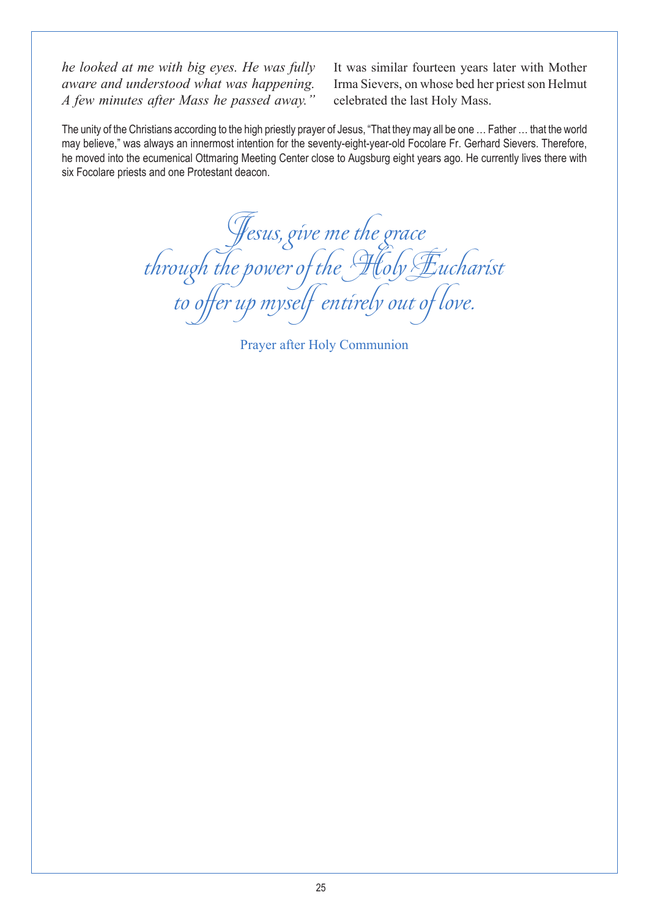*he looked at me with big eyes. He was fully aware and understood what was happening. A few minutes after Mass he passed away."*

It was similar fourteen years later with Mother Irma Sievers, on whose bed her priest son Helmut celebrated the last Holy Mass.

The unity of the Christians according to the high priestly prayer of Jesus, "That they may all be one … Father … that the world may believe," was always an innermost intention for the seventy-eight-year-old Focolare Fr. Gerhard Sievers. Therefore, he moved into the ecumenical Ottmaring Meeting Center close to Augsburg eight years ago. He currently lives there with six Focolare priests and one Protestant deacon.

*Jesus, give me the grace*
*through the power of the Holy Eucharist*
*to offer up myself entirely out of love.*

Prayer after Holy Communion